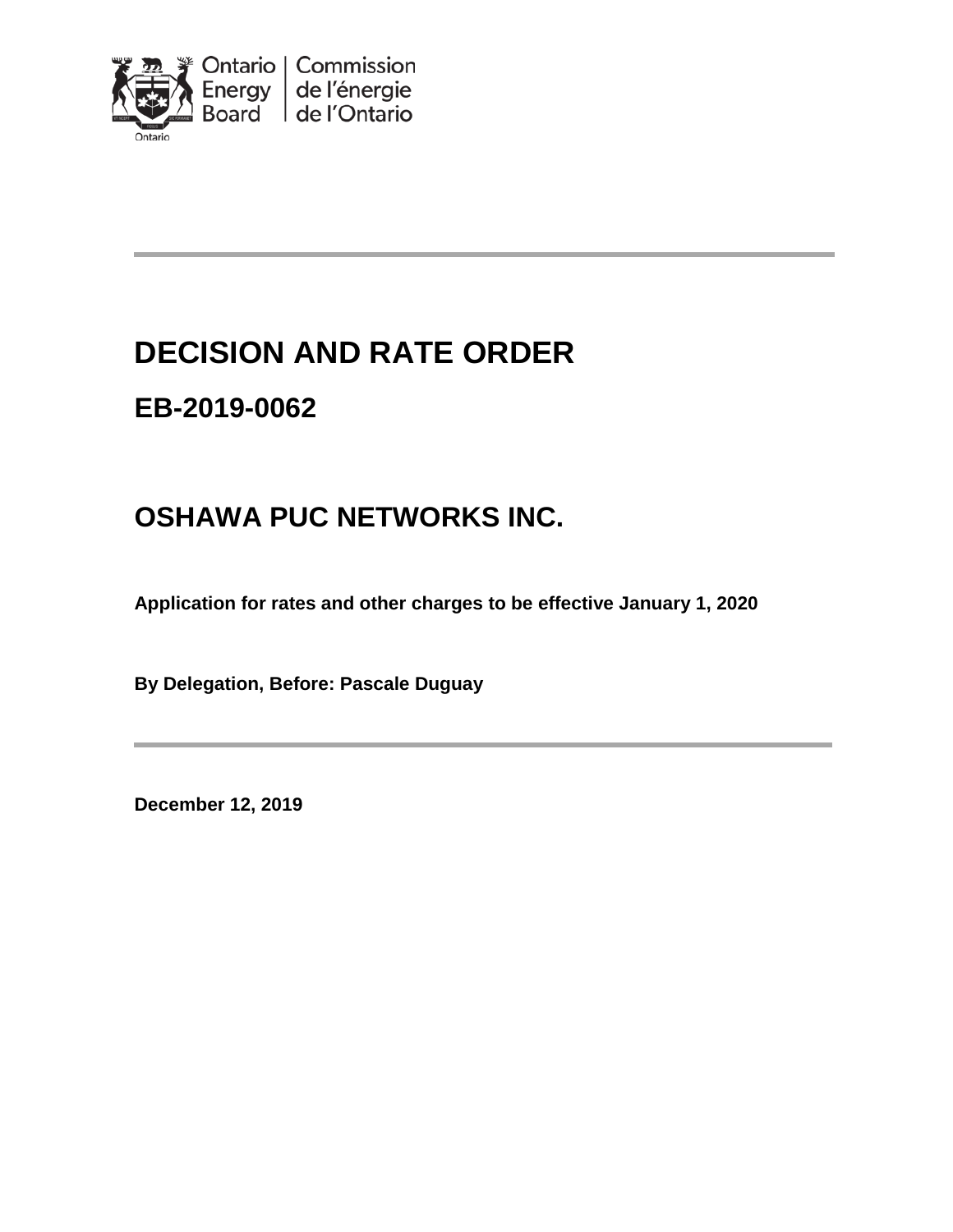Ontario Energy Board | Commission de l'énergie de l'Ontario

# DECISION AND RATE ORDER

## EB-2019-0062

## OSHAWA PUC NETWORKS INC.

**Application for rates and other charges to be effective January 1, 2020**

**By Delegation, Before: Pascale Duguay**

**December 12, 2019**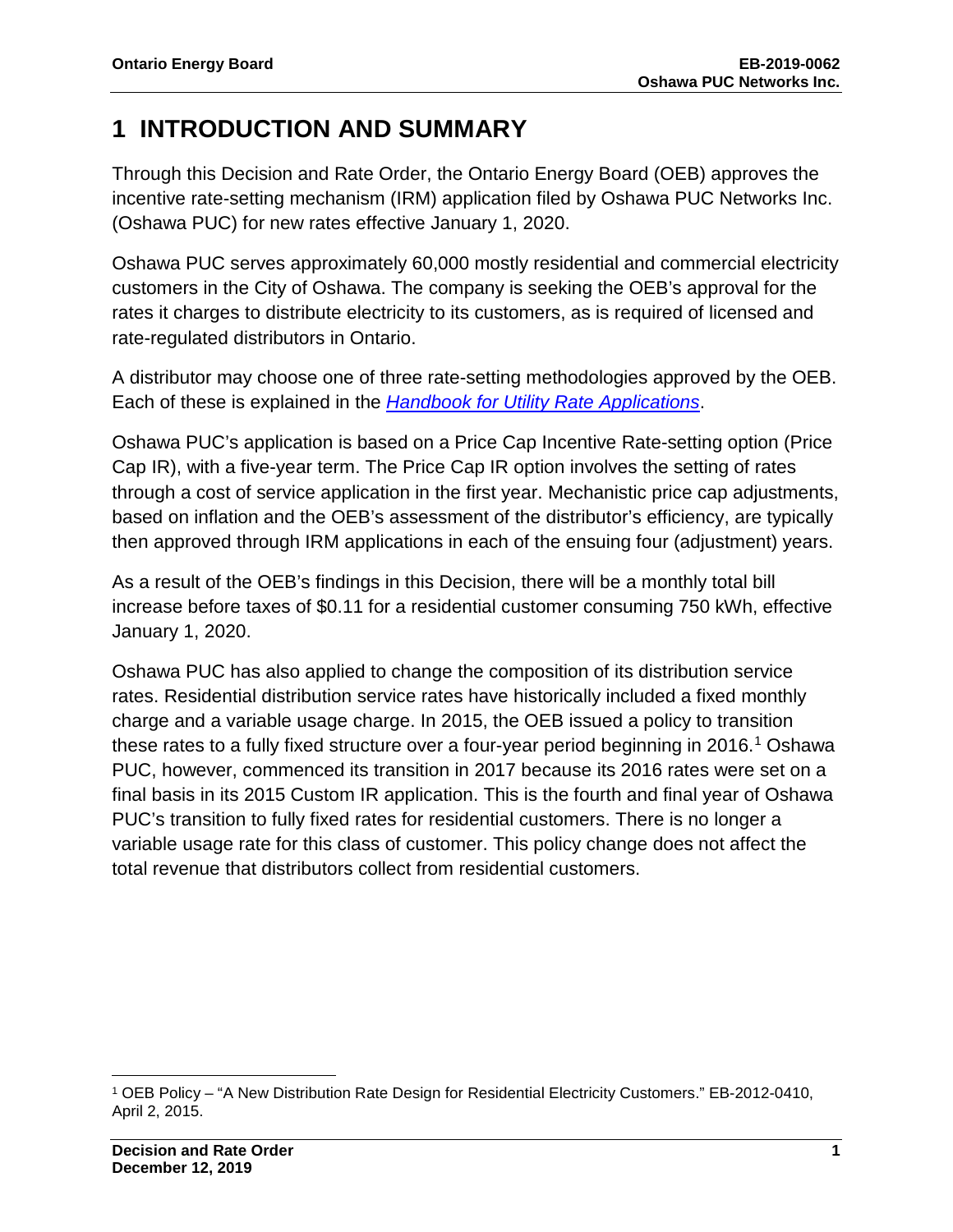# 1 INTRODUCTION AND SUMMARY

Through this Decision and Rate Order, the Ontario Energy Board (OEB) approves the incentive rate-setting mechanism (IRM) application filed by Oshawa PUC Networks Inc. (Oshawa PUC) for new rates effective January 1, 2020.

Oshawa PUC serves approximately 60,000 mostly residential and commercial electricity customers in the City of Oshawa. The company is seeking the OEB's approval for the rates it charges to distribute electricity to its customers, as is required of licensed and rate-regulated distributors in Ontario.

A distributor may choose one of three rate-setting methodologies approved by the OEB. Each of these is explained in the *Handbook for Utility Rate Applications*.

Oshawa PUC's application is based on a Price Cap Incentive Rate-setting option (Price Cap IR), with a five-year term. The Price Cap IR option involves the setting of rates through a cost of service application in the first year. Mechanistic price cap adjustments, based on inflation and the OEB's assessment of the distributor's efficiency, are typically then approved through IRM applications in each of the ensuing four (adjustment) years.

As a result of the OEB's findings in this Decision, there will be a monthly total bill increase before taxes of $0.11 for a residential customer consuming 750 kWh, effective January 1, 2020.

Oshawa PUC has also applied to change the composition of its distribution service rates. Residential distribution service rates have historically included a fixed monthly charge and a variable usage charge. In 2015, the OEB issued a policy to transition these rates to a fully fixed structure over a four-year period beginning in 2016.[1] Oshawa PUC, however, commenced its transition in 2017 because its 2016 rates were set on a final basis in its 2015 Custom IR application. This is the fourth and final year of Oshawa PUC's transition to fully fixed rates for residential customers. There is no longer a variable usage rate for this class of customer. This policy change does not affect the total revenue that distributors collect from residential customers.

---

[1] OEB Policy – "A New Distribution Rate Design for Residential Electricity Customers." EB-2012-0410, April 2, 2015.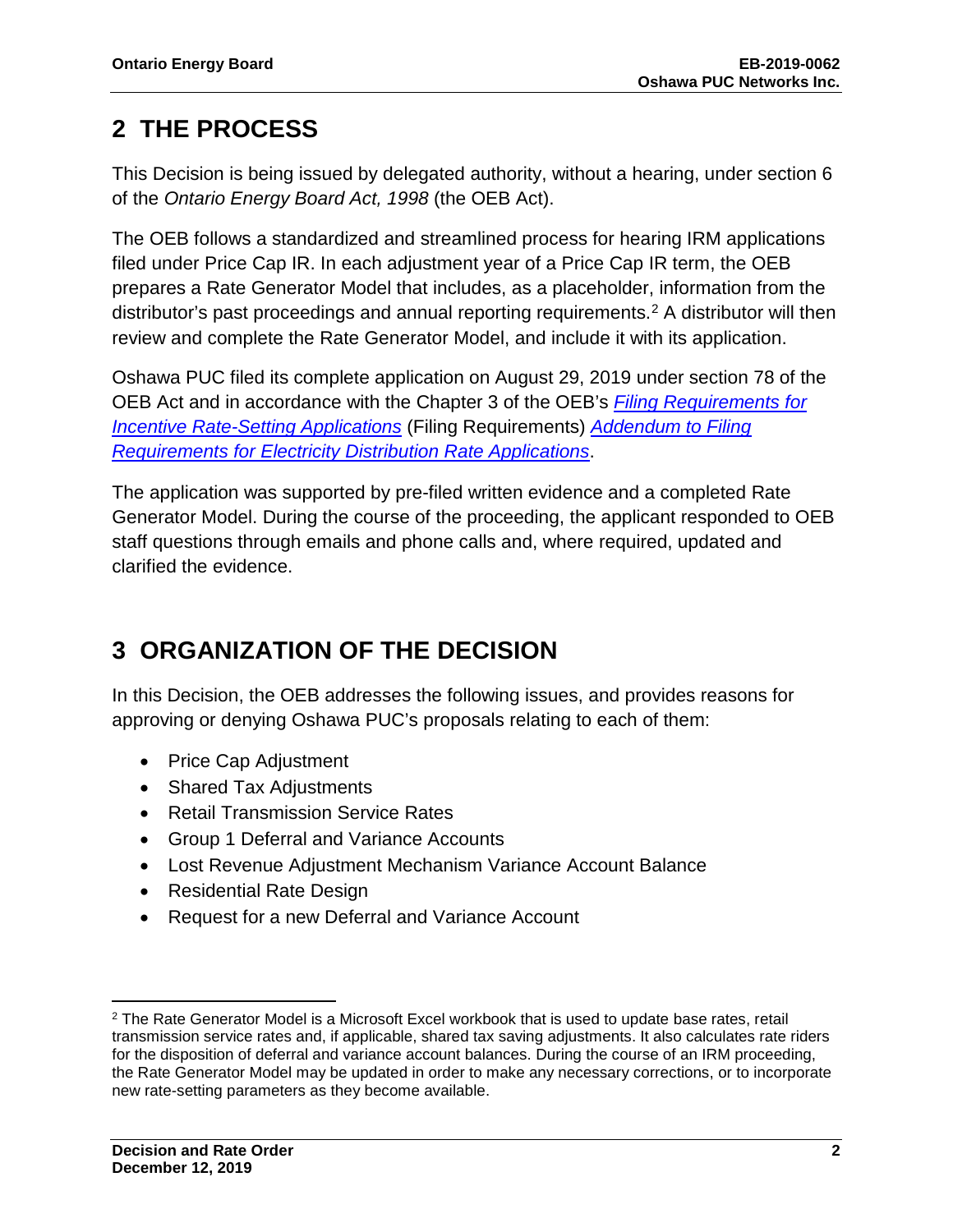# 2 THE PROCESS

This Decision is being issued by delegated authority, without a hearing, under section 6 of the *Ontario Energy Board Act, 1998* (the OEB Act).

The OEB follows a standardized and streamlined process for hearing IRM applications filed under Price Cap IR. In each adjustment year of a Price Cap IR term, the OEB prepares a Rate Generator Model that includes, as a placeholder, information from the distributor's past proceedings and annual reporting requirements.[2] A distributor will then review and complete the Rate Generator Model, and include it with its application.

Oshawa PUC filed its complete application on August 29, 2019 under section 78 of the OEB Act and in accordance with the Chapter 3 of the OEB's *Filing Requirements for Incentive Rate-Setting Applications* (Filing Requirements) *Addendum to Filing Requirements for Electricity Distribution Rate Applications*.

The application was supported by pre-filed written evidence and a completed Rate Generator Model. During the course of the proceeding, the applicant responded to OEB staff questions through emails and phone calls and, where required, updated and clarified the evidence.

# 3 ORGANIZATION OF THE DECISION

In this Decision, the OEB addresses the following issues, and provides reasons for approving or denying Oshawa PUC's proposals relating to each of them:

- Price Cap Adjustment
- Shared Tax Adjustments
- Retail Transmission Service Rates
- Group 1 Deferral and Variance Accounts
- Lost Revenue Adjustment Mechanism Variance Account Balance
- Residential Rate Design
- Request for a new Deferral and Variance Account

[2] The Rate Generator Model is a Microsoft Excel workbook that is used to update base rates, retail transmission service rates and, if applicable, shared tax saving adjustments. It also calculates rate riders for the disposition of deferral and variance account balances. During the course of an IRM proceeding, the Rate Generator Model may be updated in order to make any necessary corrections, or to incorporate new rate-setting parameters as they become available.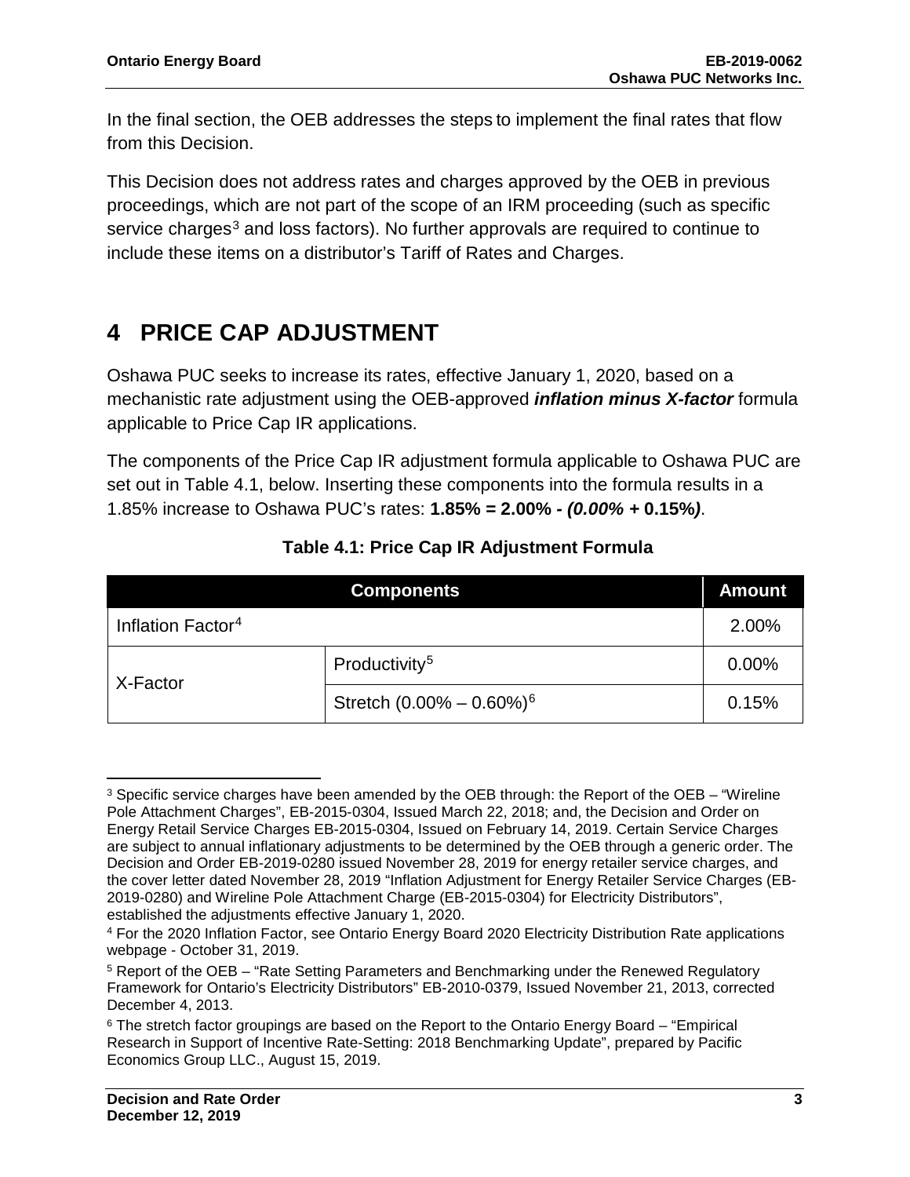In the final section, the OEB addresses the steps to implement the final rates that flow from this Decision.

This Decision does not address rates and charges approved by the OEB in previous proceedings, which are not part of the scope of an IRM proceeding (such as specific service charges[3] and loss factors). No further approvals are required to continue to include these items on a distributor's Tariff of Rates and Charges.

# 4 PRICE CAP ADJUSTMENT

Oshawa PUC seeks to increase its rates, effective January 1, 2020, based on a mechanistic rate adjustment using the OEB-approved ***inflation minus X-factor*** formula applicable to Price Cap IR applications.

The components of the Price Cap IR adjustment formula applicable to Oshawa PUC are set out in Table 4.1, below. Inserting these components into the formula results in a 1.85% increase to Oshawa PUC's rates: **1.85% = 2.00% - *(0.00%* + 0.15%*)***.

**Table 4.1: Price Cap IR Adjustment Formula**

| Components | | Amount |
|---|---|---|
| Inflation Factor[4] | | 2.00% |
| X-Factor | Productivity[5] | 0.00% |
| | Stretch (0.00% – 0.60%)[6] | 0.15% |

[3] Specific service charges have been amended by the OEB through: the Report of the OEB – "Wireline Pole Attachment Charges", EB-2015-0304, Issued March 22, 2018; and, the Decision and Order on Energy Retail Service Charges EB-2015-0304, Issued on February 14, 2019. Certain Service Charges are subject to annual inflationary adjustments to be determined by the OEB through a generic order. The Decision and Order EB-2019-0280 issued November 28, 2019 for energy retailer service charges, and the cover letter dated November 28, 2019 "Inflation Adjustment for Energy Retailer Service Charges (EB-2019-0280) and Wireline Pole Attachment Charge (EB-2015-0304) for Electricity Distributors", established the adjustments effective January 1, 2020.

[4] For the 2020 Inflation Factor, see Ontario Energy Board 2020 Electricity Distribution Rate applications webpage - October 31, 2019.

[5] Report of the OEB – "Rate Setting Parameters and Benchmarking under the Renewed Regulatory Framework for Ontario's Electricity Distributors" EB-2010-0379, Issued November 21, 2013, corrected December 4, 2013.

[6] The stretch factor groupings are based on the Report to the Ontario Energy Board – "Empirical Research in Support of Incentive Rate-Setting: 2018 Benchmarking Update", prepared by Pacific Economics Group LLC., August 15, 2019.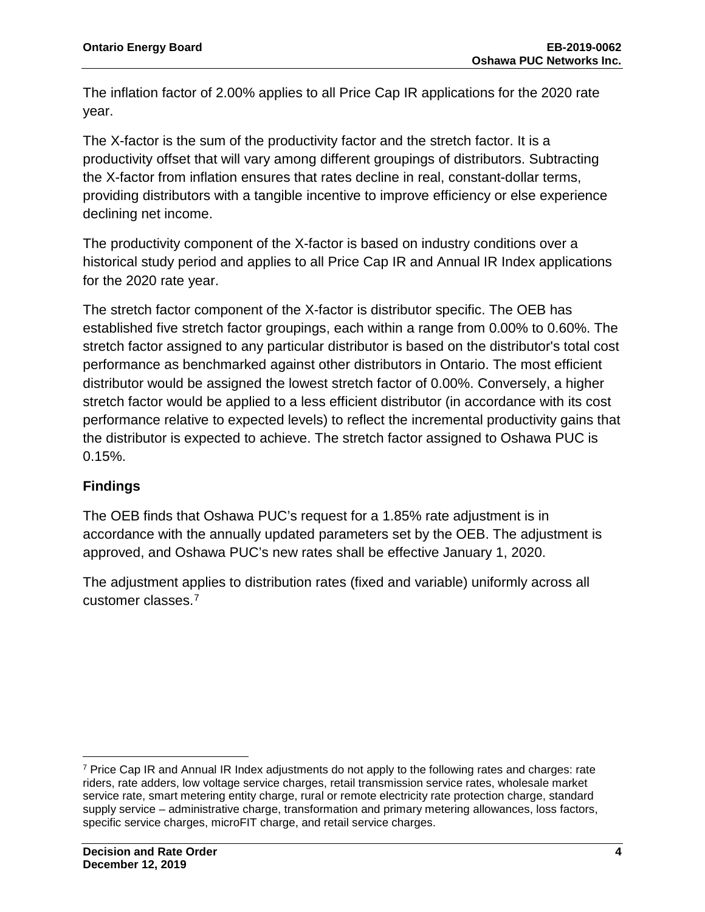The inflation factor of 2.00% applies to all Price Cap IR applications for the 2020 rate year.

The X-factor is the sum of the productivity factor and the stretch factor. It is a productivity offset that will vary among different groupings of distributors. Subtracting the X-factor from inflation ensures that rates decline in real, constant-dollar terms, providing distributors with a tangible incentive to improve efficiency or else experience declining net income.

The productivity component of the X-factor is based on industry conditions over a historical study period and applies to all Price Cap IR and Annual IR Index applications for the 2020 rate year.

The stretch factor component of the X-factor is distributor specific. The OEB has established five stretch factor groupings, each within a range from 0.00% to 0.60%. The stretch factor assigned to any particular distributor is based on the distributor's total cost performance as benchmarked against other distributors in Ontario. The most efficient distributor would be assigned the lowest stretch factor of 0.00%. Conversely, a higher stretch factor would be applied to a less efficient distributor (in accordance with its cost performance relative to expected levels) to reflect the incremental productivity gains that the distributor is expected to achieve. The stretch factor assigned to Oshawa PUC is 0.15%.

### Findings

The OEB finds that Oshawa PUC's request for a 1.85% rate adjustment is in accordance with the annually updated parameters set by the OEB. The adjustment is approved, and Oshawa PUC's new rates shall be effective January 1, 2020.

The adjustment applies to distribution rates (fixed and variable) uniformly across all customer classes.[7]

[7] Price Cap IR and Annual IR Index adjustments do not apply to the following rates and charges: rate riders, rate adders, low voltage service charges, retail transmission service rates, wholesale market service rate, smart metering entity charge, rural or remote electricity rate protection charge, standard supply service – administrative charge, transformation and primary metering allowances, loss factors, specific service charges, microFIT charge, and retail service charges.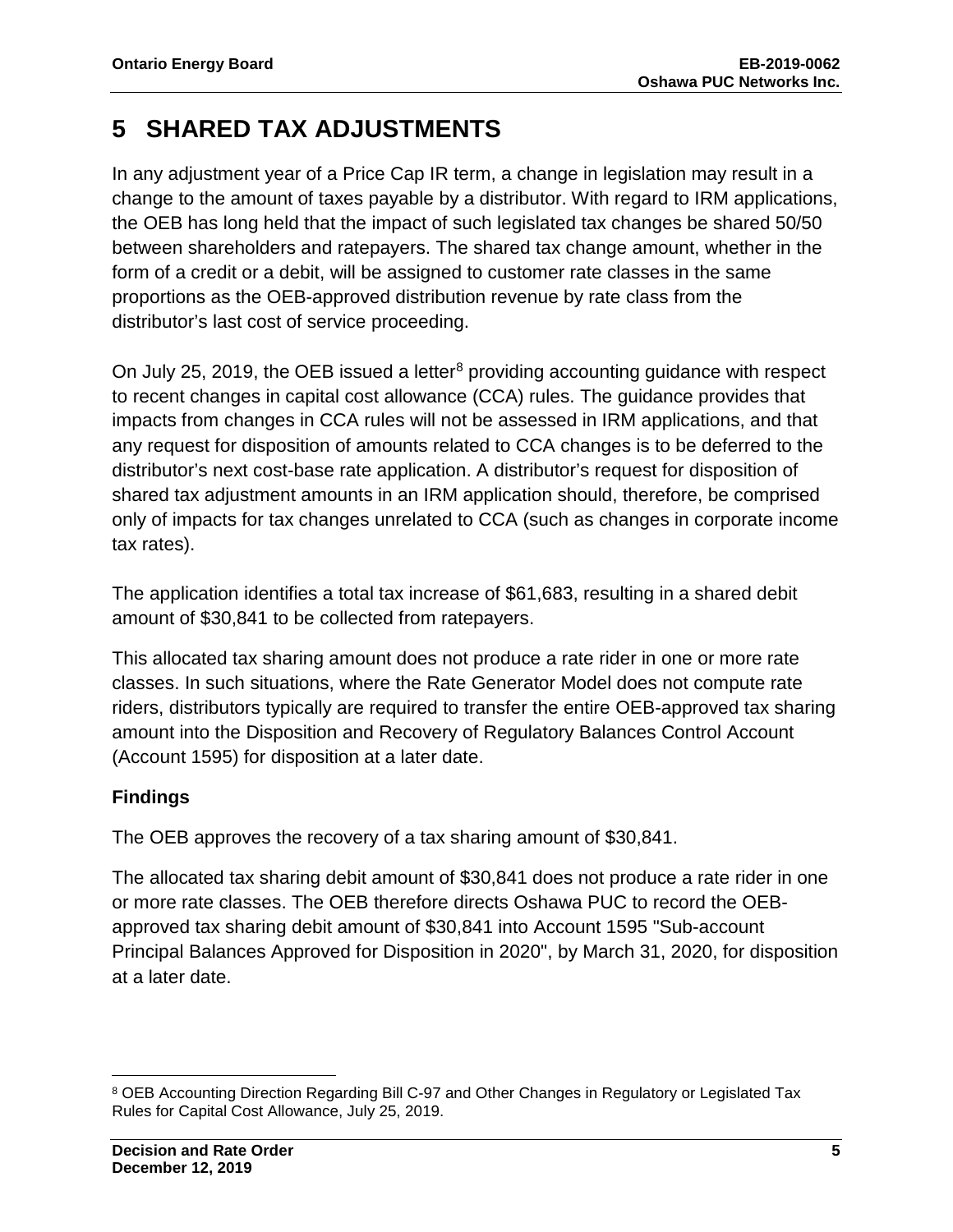# 5 SHARED TAX ADJUSTMENTS

In any adjustment year of a Price Cap IR term, a change in legislation may result in a change to the amount of taxes payable by a distributor. With regard to IRM applications, the OEB has long held that the impact of such legislated tax changes be shared 50/50 between shareholders and ratepayers. The shared tax change amount, whether in the form of a credit or a debit, will be assigned to customer rate classes in the same proportions as the OEB-approved distribution revenue by rate class from the distributor's last cost of service proceeding.

On July 25, 2019, the OEB issued a letter[8] providing accounting guidance with respect to recent changes in capital cost allowance (CCA) rules. The guidance provides that impacts from changes in CCA rules will not be assessed in IRM applications, and that any request for disposition of amounts related to CCA changes is to be deferred to the distributor's next cost-base rate application. A distributor's request for disposition of shared tax adjustment amounts in an IRM application should, therefore, be comprised only of impacts for tax changes unrelated to CCA (such as changes in corporate income tax rates).

The application identifies a total tax increase of $61,683, resulting in a shared debit amount of $30,841 to be collected from ratepayers.

This allocated tax sharing amount does not produce a rate rider in one or more rate classes. In such situations, where the Rate Generator Model does not compute rate riders, distributors typically are required to transfer the entire OEB-approved tax sharing amount into the Disposition and Recovery of Regulatory Balances Control Account (Account 1595) for disposition at a later date.

### Findings

The OEB approves the recovery of a tax sharing amount of $30,841.

The allocated tax sharing debit amount of $30,841 does not produce a rate rider in one or more rate classes. The OEB therefore directs Oshawa PUC to record the OEB-approved tax sharing debit amount of $30,841 into Account 1595 "Sub-account Principal Balances Approved for Disposition in 2020", by March 31, 2020, for disposition at a later date.

---

[8] OEB Accounting Direction Regarding Bill C-97 and Other Changes in Regulatory or Legislated Tax Rules for Capital Cost Allowance, July 25, 2019.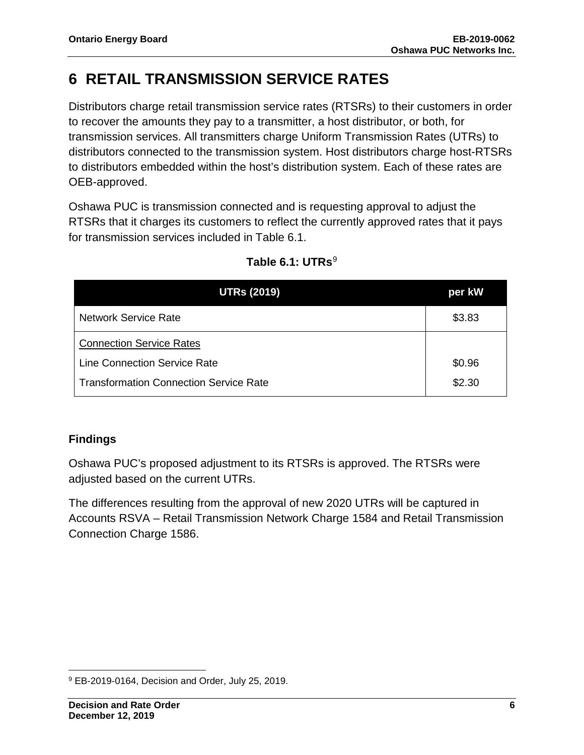# 6 RETAIL TRANSMISSION SERVICE RATES

Distributors charge retail transmission service rates (RTSRs) to their customers in order to recover the amounts they pay to a transmitter, a host distributor, or both, for transmission services. All transmitters charge Uniform Transmission Rates (UTRs) to distributors connected to the transmission system. Host distributors charge host-RTSRs to distributors embedded within the host's distribution system. Each of these rates are OEB-approved.

Oshawa PUC is transmission connected and is requesting approval to adjust the RTSRs that it charges its customers to reflect the currently approved rates that it pays for transmission services included in Table 6.1.

**Table 6.1: UTRs**[9]

| UTRs (2019) | per kW |
|---|---|
| Network Service Rate | $3.83 |
| Connection Service Rates | |
| Line Connection Service Rate | $0.96 |
| Transformation Connection Service Rate | $2.30 |

## Findings

Oshawa PUC's proposed adjustment to its RTSRs is approved. The RTSRs were adjusted based on the current UTRs.

The differences resulting from the approval of new 2020 UTRs will be captured in Accounts RSVA – Retail Transmission Network Charge 1584 and Retail Transmission Connection Charge 1586.

[9] EB-2019-0164, Decision and Order, July 25, 2019.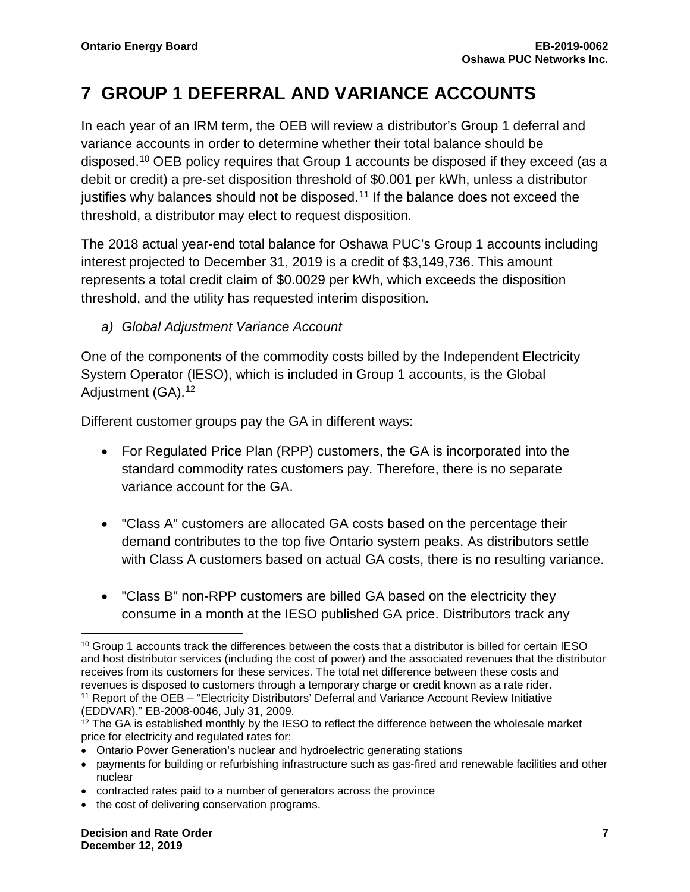# 7 GROUP 1 DEFERRAL AND VARIANCE ACCOUNTS

In each year of an IRM term, the OEB will review a distributor's Group 1 deferral and variance accounts in order to determine whether their total balance should be disposed.[10] OEB policy requires that Group 1 accounts be disposed if they exceed (as a debit or credit) a pre-set disposition threshold of $0.001 per kWh, unless a distributor justifies why balances should not be disposed.[11] If the balance does not exceed the threshold, a distributor may elect to request disposition.

The 2018 actual year-end total balance for Oshawa PUC's Group 1 accounts including interest projected to December 31, 2019 is a credit of $3,149,736. This amount represents a total credit claim of $0.0029 per kWh, which exceeds the disposition threshold, and the utility has requested interim disposition.

*a) Global Adjustment Variance Account*

One of the components of the commodity costs billed by the Independent Electricity System Operator (IESO), which is included in Group 1 accounts, is the Global Adjustment (GA).[12]

Different customer groups pay the GA in different ways:

- For Regulated Price Plan (RPP) customers, the GA is incorporated into the standard commodity rates customers pay. Therefore, there is no separate variance account for the GA.
- "Class A" customers are allocated GA costs based on the percentage their demand contributes to the top five Ontario system peaks. As distributors settle with Class A customers based on actual GA costs, there is no resulting variance.
- "Class B" non-RPP customers are billed GA based on the electricity they consume in a month at the IESO published GA price. Distributors track any

---

[10] Group 1 accounts track the differences between the costs that a distributor is billed for certain IESO and host distributor services (including the cost of power) and the associated revenues that the distributor receives from its customers for these services. The total net difference between these costs and revenues is disposed to customers through a temporary charge or credit known as a rate rider.

[11] Report of the OEB – "Electricity Distributors' Deferral and Variance Account Review Initiative (EDDVAR)." EB-2008-0046, July 31, 2009.

[12] The GA is established monthly by the IESO to reflect the difference between the wholesale market price for electricity and regulated rates for:

- Ontario Power Generation's nuclear and hydroelectric generating stations
- payments for building or refurbishing infrastructure such as gas-fired and renewable facilities and other nuclear
- contracted rates paid to a number of generators across the province
- the cost of delivering conservation programs.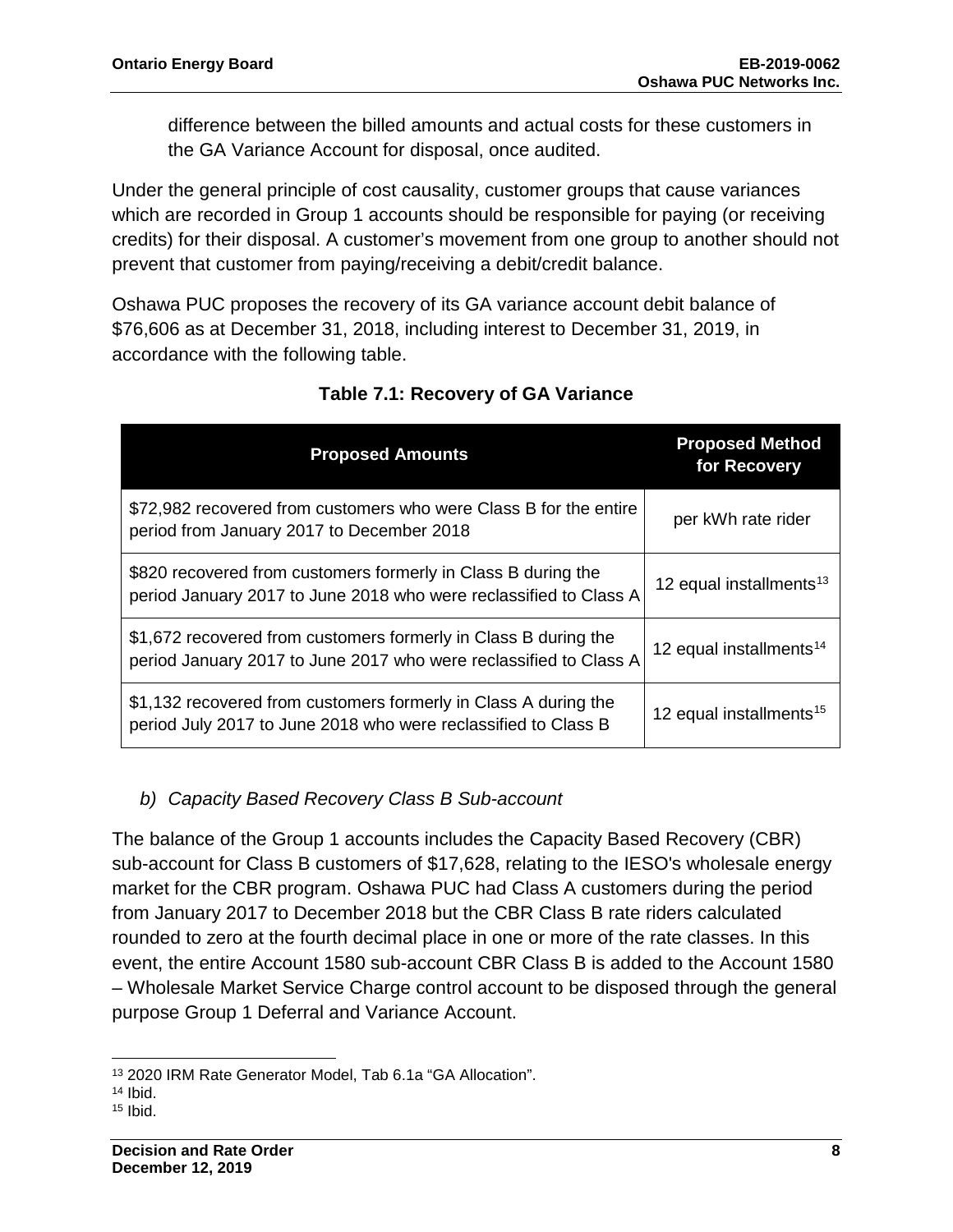difference between the billed amounts and actual costs for these customers in the GA Variance Account for disposal, once audited.

Under the general principle of cost causality, customer groups that cause variances which are recorded in Group 1 accounts should be responsible for paying (or receiving credits) for their disposal. A customer's movement from one group to another should not prevent that customer from paying/receiving a debit/credit balance.

Oshawa PUC proposes the recovery of its GA variance account debit balance of $76,606 as at December 31, 2018, including interest to December 31, 2019, in accordance with the following table.

**Table 7.1: Recovery of GA Variance**

| Proposed Amounts | Proposed Method for Recovery |
|---|---|
| $72,982 recovered from customers who were Class B for the entire period from January 2017 to December 2018 | per kWh rate rider |
| $820 recovered from customers formerly in Class B during the period January 2017 to June 2018 who were reclassified to Class A | 12 equal installments[13] |
| $1,672 recovered from customers formerly in Class B during the period January 2017 to June 2017 who were reclassified to Class A | 12 equal installments[14] |
| $1,132 recovered from customers formerly in Class A during the period July 2017 to June 2018 who were reclassified to Class B | 12 equal installments[15] |

*b) Capacity Based Recovery Class B Sub-account*

The balance of the Group 1 accounts includes the Capacity Based Recovery (CBR) sub-account for Class B customers of $17,628, relating to the IESO's wholesale energy market for the CBR program. Oshawa PUC had Class A customers during the period from January 2017 to December 2018 but the CBR Class B rate riders calculated rounded to zero at the fourth decimal place in one or more of the rate classes. In this event, the entire Account 1580 sub-account CBR Class B is added to the Account 1580 – Wholesale Market Service Charge control account to be disposed through the general purpose Group 1 Deferral and Variance Account.

[13] 2020 IRM Rate Generator Model, Tab 6.1a "GA Allocation".
[14] Ibid.
[15] Ibid.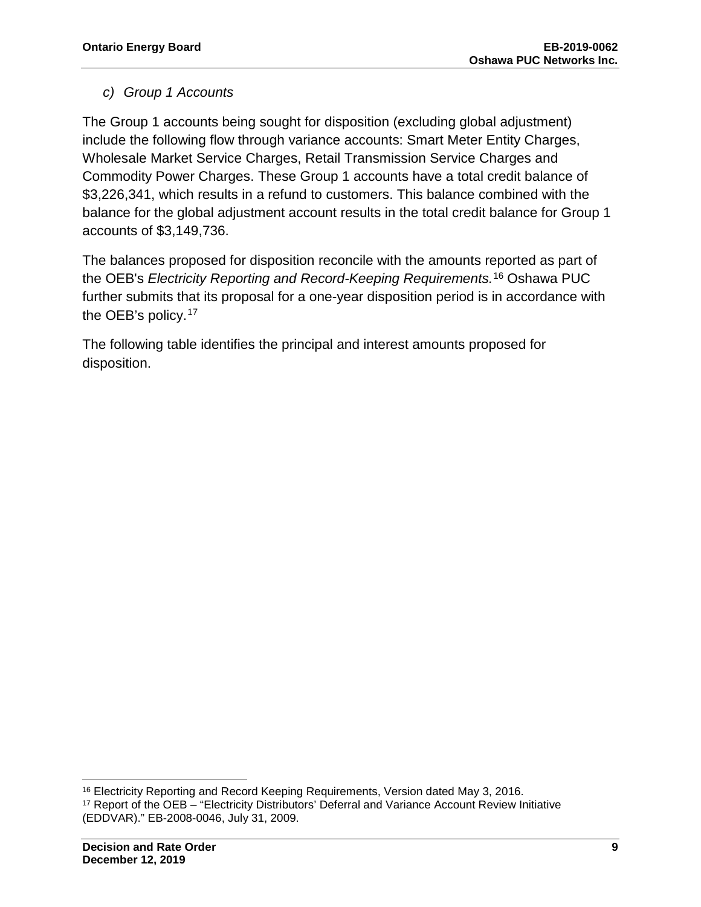### c) *Group 1 Accounts*

The Group 1 accounts being sought for disposition (excluding global adjustment) include the following flow through variance accounts: Smart Meter Entity Charges, Wholesale Market Service Charges, Retail Transmission Service Charges and Commodity Power Charges. These Group 1 accounts have a total credit balance of $3,226,341, which results in a refund to customers. This balance combined with the balance for the global adjustment account results in the total credit balance for Group 1 accounts of $3,149,736.

The balances proposed for disposition reconcile with the amounts reported as part of the OEB's *Electricity Reporting and Record-Keeping Requirements.*[16] Oshawa PUC further submits that its proposal for a one-year disposition period is in accordance with the OEB's policy.[17]

The following table identifies the principal and interest amounts proposed for disposition.

---

[16] Electricity Reporting and Record Keeping Requirements, Version dated May 3, 2016.

[17] Report of the OEB – "Electricity Distributors' Deferral and Variance Account Review Initiative (EDDVAR)." EB-2008-0046, July 31, 2009.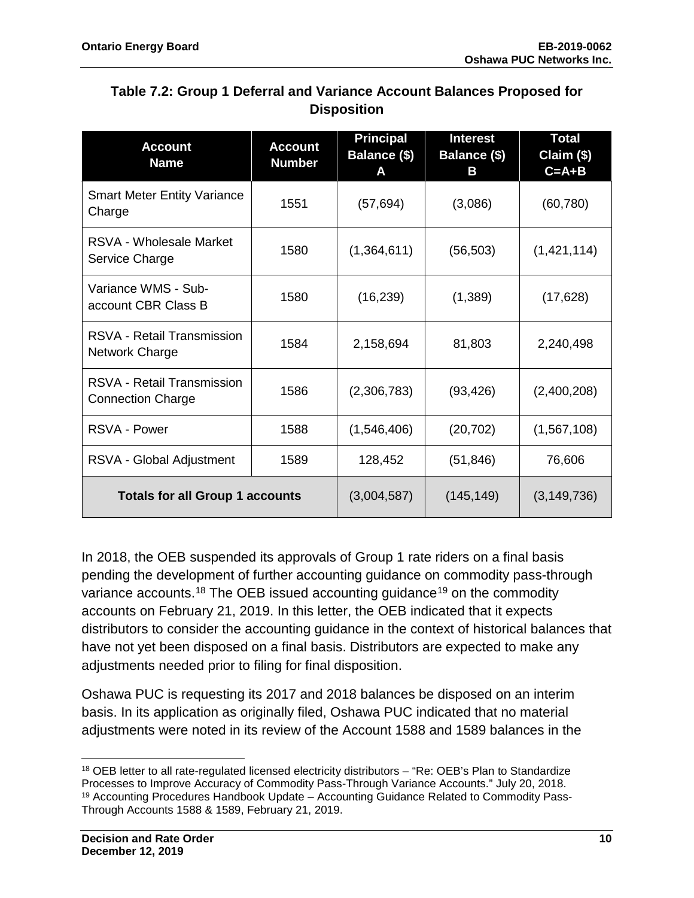**Table 7.2: Group 1 Deferral and Variance Account Balances Proposed for Disposition**

| Account Name | Account Number | Principal Balance ($) A | Interest Balance ($) B | Total Claim ($) C=A+B |
|---|---|---|---|---|
| Smart Meter Entity Variance Charge | 1551 | (57,694) | (3,086) | (60,780) |
| RSVA - Wholesale Market Service Charge | 1580 | (1,364,611) | (56,503) | (1,421,114) |
| Variance WMS - Sub-account CBR Class B | 1580 | (16,239) | (1,389) | (17,628) |
| RSVA - Retail Transmission Network Charge | 1584 | 2,158,694 | 81,803 | 2,240,498 |
| RSVA - Retail Transmission Connection Charge | 1586 | (2,306,783) | (93,426) | (2,400,208) |
| RSVA - Power | 1588 | (1,546,406) | (20,702) | (1,567,108) |
| RSVA - Global Adjustment | 1589 | 128,452 | (51,846) | 76,606 |
| **Totals for all Group 1 accounts** | | (3,004,587) | (145,149) | (3,149,736) |

In 2018, the OEB suspended its approvals of Group 1 rate riders on a final basis pending the development of further accounting guidance on commodity pass-through variance accounts.[18] The OEB issued accounting guidance[19] on the commodity accounts on February 21, 2019. In this letter, the OEB indicated that it expects distributors to consider the accounting guidance in the context of historical balances that have not yet been disposed on a final basis. Distributors are expected to make any adjustments needed prior to filing for final disposition.

Oshawa PUC is requesting its 2017 and 2018 balances be disposed on an interim basis. In its application as originally filed, Oshawa PUC indicated that no material adjustments were noted in its review of the Account 1588 and 1589 balances in the

[18] OEB letter to all rate-regulated licensed electricity distributors – "Re: OEB's Plan to Standardize Processes to Improve Accuracy of Commodity Pass-Through Variance Accounts." July 20, 2018.
[19] Accounting Procedures Handbook Update – Accounting Guidance Related to Commodity Pass-Through Accounts 1588 & 1589, February 21, 2019.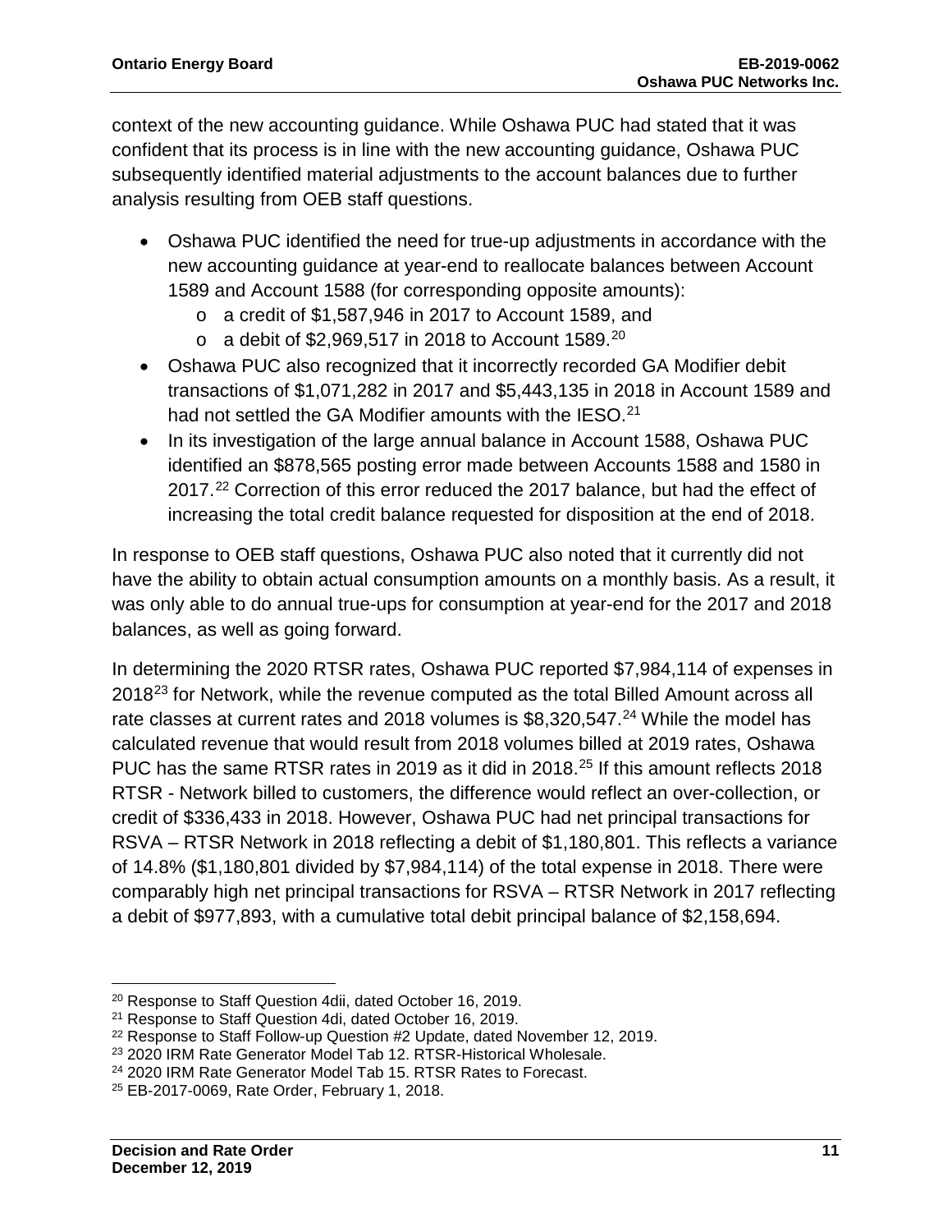context of the new accounting guidance. While Oshawa PUC had stated that it was confident that its process is in line with the new accounting guidance, Oshawa PUC subsequently identified material adjustments to the account balances due to further analysis resulting from OEB staff questions.

- Oshawa PUC identified the need for true-up adjustments in accordance with the new accounting guidance at year-end to reallocate balances between Account 1589 and Account 1588 (for corresponding opposite amounts):
  - a credit of $1,587,946 in 2017 to Account 1589, and
  - a debit of $2,969,517 in 2018 to Account 1589.[20]
- Oshawa PUC also recognized that it incorrectly recorded GA Modifier debit transactions of $1,071,282 in 2017 and $5,443,135 in 2018 in Account 1589 and had not settled the GA Modifier amounts with the IESO.[21]
- In its investigation of the large annual balance in Account 1588, Oshawa PUC identified an $878,565 posting error made between Accounts 1588 and 1580 in 2017.[22] Correction of this error reduced the 2017 balance, but had the effect of increasing the total credit balance requested for disposition at the end of 2018.

In response to OEB staff questions, Oshawa PUC also noted that it currently did not have the ability to obtain actual consumption amounts on a monthly basis. As a result, it was only able to do annual true-ups for consumption at year-end for the 2017 and 2018 balances, as well as going forward.

In determining the 2020 RTSR rates, Oshawa PUC reported $7,984,114 of expenses in 2018[23] for Network, while the revenue computed as the total Billed Amount across all rate classes at current rates and 2018 volumes is $8,320,547.[24] While the model has calculated revenue that would result from 2018 volumes billed at 2019 rates, Oshawa PUC has the same RTSR rates in 2019 as it did in 2018.[25] If this amount reflects 2018 RTSR - Network billed to customers, the difference would reflect an over-collection, or credit of $336,433 in 2018. However, Oshawa PUC had net principal transactions for RSVA – RTSR Network in 2018 reflecting a debit of $1,180,801. This reflects a variance of 14.8% ($1,180,801 divided by $7,984,114) of the total expense in 2018. There were comparably high net principal transactions for RSVA – RTSR Network in 2017 reflecting a debit of $977,893, with a cumulative total debit principal balance of $2,158,694.

[20] Response to Staff Question 4dii, dated October 16, 2019.

[21] Response to Staff Question 4di, dated October 16, 2019.

[22] Response to Staff Follow-up Question #2 Update, dated November 12, 2019.

[23] 2020 IRM Rate Generator Model Tab 12. RTSR-Historical Wholesale.

[24] 2020 IRM Rate Generator Model Tab 15. RTSR Rates to Forecast.

[25] EB-2017-0069, Rate Order, February 1, 2018.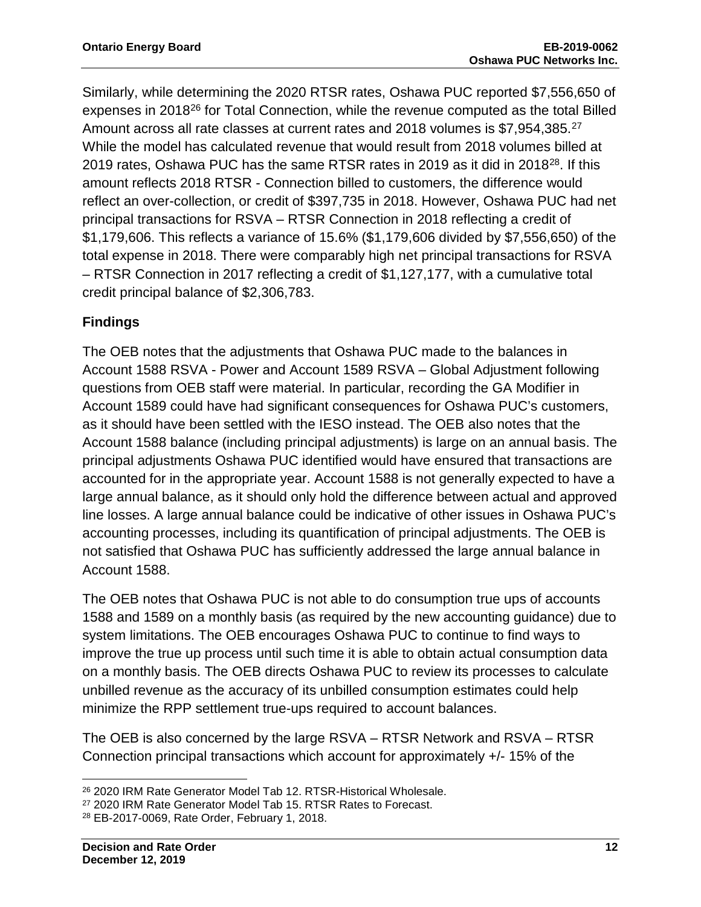Similarly, while determining the 2020 RTSR rates, Oshawa PUC reported $7,556,650 of expenses in 2018[26] for Total Connection, while the revenue computed as the total Billed Amount across all rate classes at current rates and 2018 volumes is $7,954,385.[27] While the model has calculated revenue that would result from 2018 volumes billed at 2019 rates, Oshawa PUC has the same RTSR rates in 2019 as it did in 2018[28]. If this amount reflects 2018 RTSR - Connection billed to customers, the difference would reflect an over-collection, or credit of $397,735 in 2018. However, Oshawa PUC had net principal transactions for RSVA – RTSR Connection in 2018 reflecting a credit of $1,179,606. This reflects a variance of 15.6% ($1,179,606 divided by $7,556,650) of the total expense in 2018. There were comparably high net principal transactions for RSVA – RTSR Connection in 2017 reflecting a credit of $1,127,177, with a cumulative total credit principal balance of $2,306,783.

### Findings

The OEB notes that the adjustments that Oshawa PUC made to the balances in Account 1588 RSVA - Power and Account 1589 RSVA – Global Adjustment following questions from OEB staff were material. In particular, recording the GA Modifier in Account 1589 could have had significant consequences for Oshawa PUC's customers, as it should have been settled with the IESO instead. The OEB also notes that the Account 1588 balance (including principal adjustments) is large on an annual basis. The principal adjustments Oshawa PUC identified would have ensured that transactions are accounted for in the appropriate year. Account 1588 is not generally expected to have a large annual balance, as it should only hold the difference between actual and approved line losses. A large annual balance could be indicative of other issues in Oshawa PUC's accounting processes, including its quantification of principal adjustments. The OEB is not satisfied that Oshawa PUC has sufficiently addressed the large annual balance in Account 1588.

The OEB notes that Oshawa PUC is not able to do consumption true ups of accounts 1588 and 1589 on a monthly basis (as required by the new accounting guidance) due to system limitations. The OEB encourages Oshawa PUC to continue to find ways to improve the true up process until such time it is able to obtain actual consumption data on a monthly basis. The OEB directs Oshawa PUC to review its processes to calculate unbilled revenue as the accuracy of its unbilled consumption estimates could help minimize the RPP settlement true-ups required to account balances.

The OEB is also concerned by the large RSVA – RTSR Network and RSVA – RTSR Connection principal transactions which account for approximately +/- 15% of the

[26] 2020 IRM Rate Generator Model Tab 12. RTSR-Historical Wholesale.

[27] 2020 IRM Rate Generator Model Tab 15. RTSR Rates to Forecast.

[28] EB-2017-0069, Rate Order, February 1, 2018.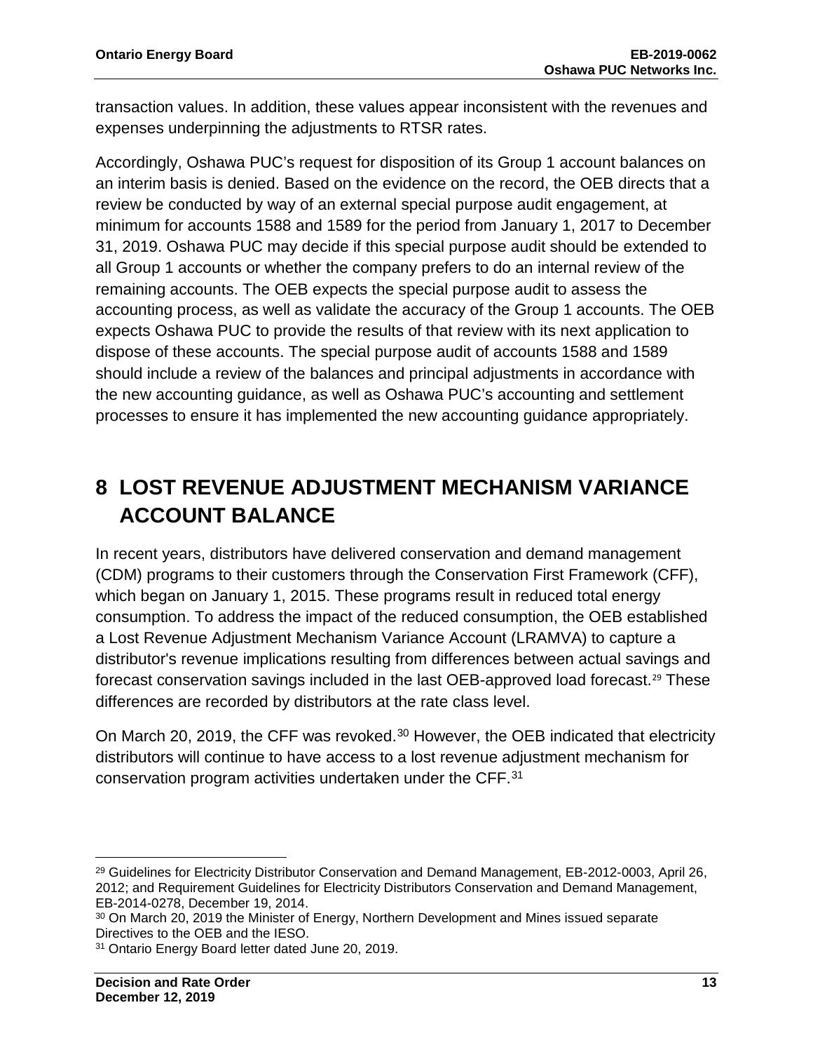transaction values. In addition, these values appear inconsistent with the revenues and expenses underpinning the adjustments to RTSR rates.

Accordingly, Oshawa PUC's request for disposition of its Group 1 account balances on an interim basis is denied. Based on the evidence on the record, the OEB directs that a review be conducted by way of an external special purpose audit engagement, at minimum for accounts 1588 and 1589 for the period from January 1, 2017 to December 31, 2019. Oshawa PUC may decide if this special purpose audit should be extended to all Group 1 accounts or whether the company prefers to do an internal review of the remaining accounts. The OEB expects the special purpose audit to assess the accounting process, as well as validate the accuracy of the Group 1 accounts. The OEB expects Oshawa PUC to provide the results of that review with its next application to dispose of these accounts. The special purpose audit of accounts 1588 and 1589 should include a review of the balances and principal adjustments in accordance with the new accounting guidance, as well as Oshawa PUC's accounting and settlement processes to ensure it has implemented the new accounting guidance appropriately.

# 8 LOST REVENUE ADJUSTMENT MECHANISM VARIANCE ACCOUNT BALANCE

In recent years, distributors have delivered conservation and demand management (CDM) programs to their customers through the Conservation First Framework (CFF), which began on January 1, 2015. These programs result in reduced total energy consumption. To address the impact of the reduced consumption, the OEB established a Lost Revenue Adjustment Mechanism Variance Account (LRAMVA) to capture a distributor's revenue implications resulting from differences between actual savings and forecast conservation savings included in the last OEB-approved load forecast.[29] These differences are recorded by distributors at the rate class level.

On March 20, 2019, the CFF was revoked.[30] However, the OEB indicated that electricity distributors will continue to have access to a lost revenue adjustment mechanism for conservation program activities undertaken under the CFF.[31]

[29] Guidelines for Electricity Distributor Conservation and Demand Management, EB-2012-0003, April 26, 2012; and Requirement Guidelines for Electricity Distributors Conservation and Demand Management, EB-2014-0278, December 19, 2014.

[30] On March 20, 2019 the Minister of Energy, Northern Development and Mines issued separate Directives to the OEB and the IESO.

[31] Ontario Energy Board letter dated June 20, 2019.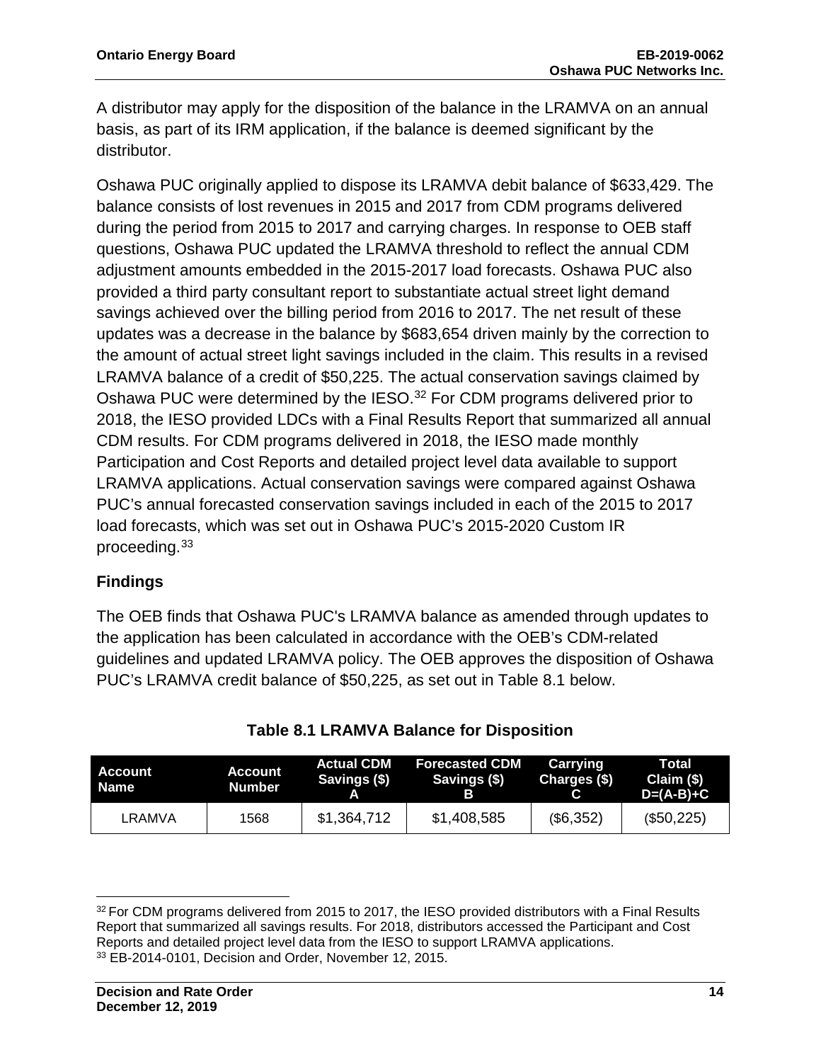A distributor may apply for the disposition of the balance in the LRAMVA on an annual basis, as part of its IRM application, if the balance is deemed significant by the distributor.

Oshawa PUC originally applied to dispose its LRAMVA debit balance of $633,429. The balance consists of lost revenues in 2015 and 2017 from CDM programs delivered during the period from 2015 to 2017 and carrying charges. In response to OEB staff questions, Oshawa PUC updated the LRAMVA threshold to reflect the annual CDM adjustment amounts embedded in the 2015-2017 load forecasts. Oshawa PUC also provided a third party consultant report to substantiate actual street light demand savings achieved over the billing period from 2016 to 2017. The net result of these updates was a decrease in the balance by $683,654 driven mainly by the correction to the amount of actual street light savings included in the claim. This results in a revised LRAMVA balance of a credit of $50,225. The actual conservation savings claimed by Oshawa PUC were determined by the IESO.[32] For CDM programs delivered prior to 2018, the IESO provided LDCs with a Final Results Report that summarized all annual CDM results. For CDM programs delivered in 2018, the IESO made monthly Participation and Cost Reports and detailed project level data available to support LRAMVA applications. Actual conservation savings were compared against Oshawa PUC's annual forecasted conservation savings included in each of the 2015 to 2017 load forecasts, which was set out in Oshawa PUC's 2015-2020 Custom IR proceeding.[33]

## Findings

The OEB finds that Oshawa PUC's LRAMVA balance as amended through updates to the application has been calculated in accordance with the OEB's CDM-related guidelines and updated LRAMVA policy. The OEB approves the disposition of Oshawa PUC's LRAMVA credit balance of $50,225, as set out in Table 8.1 below.

**Table 8.1 LRAMVA Balance for Disposition**

| Account Name | Account Number | Actual CDM Savings ($) A | Forecasted CDM Savings ($) B | Carrying Charges ($) C | Total Claim ($) D=(A-B)+C |
|---|---|---|---|---|---|
| LRAMVA | 1568 | $1,364,712 | $1,408,585 | ($6,352) | ($50,225) |

[32] For CDM programs delivered from 2015 to 2017, the IESO provided distributors with a Final Results Report that summarized all savings results. For 2018, distributors accessed the Participant and Cost Reports and detailed project level data from the IESO to support LRAMVA applications.

[33] EB-2014-0101, Decision and Order, November 12, 2015.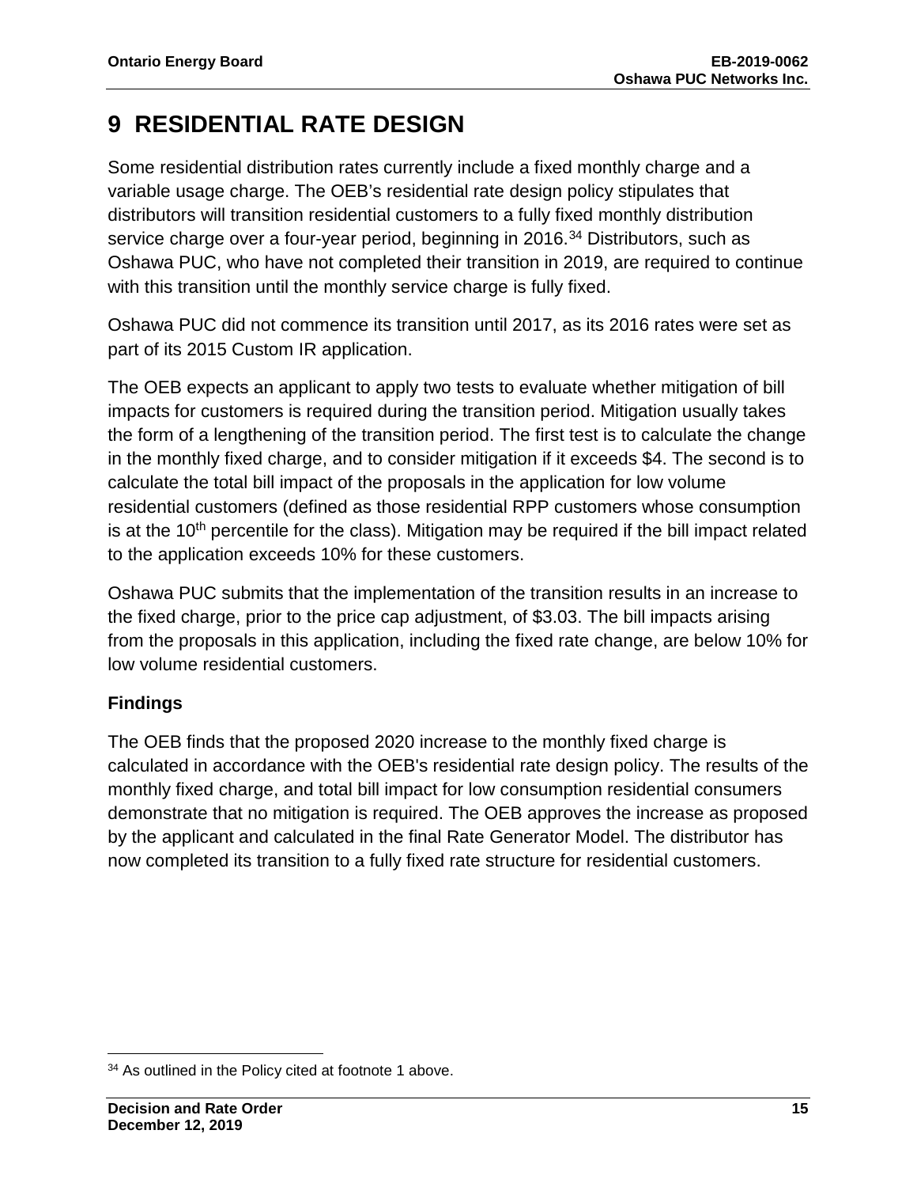# 9 RESIDENTIAL RATE DESIGN

Some residential distribution rates currently include a fixed monthly charge and a variable usage charge. The OEB's residential rate design policy stipulates that distributors will transition residential customers to a fully fixed monthly distribution service charge over a four-year period, beginning in 2016.[34] Distributors, such as Oshawa PUC, who have not completed their transition in 2019, are required to continue with this transition until the monthly service charge is fully fixed.

Oshawa PUC did not commence its transition until 2017, as its 2016 rates were set as part of its 2015 Custom IR application.

The OEB expects an applicant to apply two tests to evaluate whether mitigation of bill impacts for customers is required during the transition period. Mitigation usually takes the form of a lengthening of the transition period. The first test is to calculate the change in the monthly fixed charge, and to consider mitigation if it exceeds $4. The second is to calculate the total bill impact of the proposals in the application for low volume residential customers (defined as those residential RPP customers whose consumption is at the 10th percentile for the class). Mitigation may be required if the bill impact related to the application exceeds 10% for these customers.

Oshawa PUC submits that the implementation of the transition results in an increase to the fixed charge, prior to the price cap adjustment, of $3.03. The bill impacts arising from the proposals in this application, including the fixed rate change, are below 10% for low volume residential customers.

### Findings

The OEB finds that the proposed 2020 increase to the monthly fixed charge is calculated in accordance with the OEB's residential rate design policy. The results of the monthly fixed charge, and total bill impact for low consumption residential consumers demonstrate that no mitigation is required. The OEB approves the increase as proposed by the applicant and calculated in the final Rate Generator Model. The distributor has now completed its transition to a fully fixed rate structure for residential customers.

[34] As outlined in the Policy cited at footnote 1 above.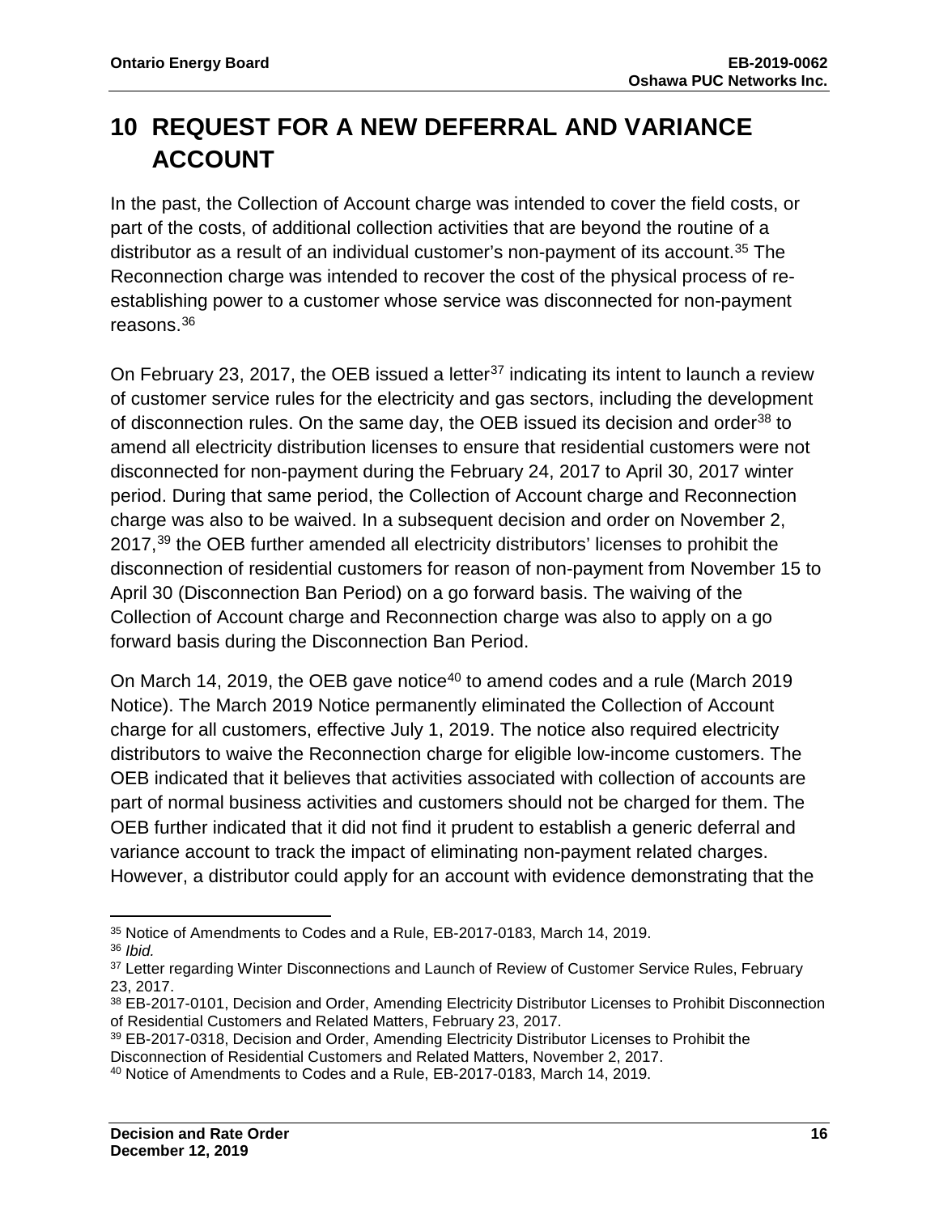# 10 REQUEST FOR A NEW DEFERRAL AND VARIANCE ACCOUNT

In the past, the Collection of Account charge was intended to cover the field costs, or part of the costs, of additional collection activities that are beyond the routine of a distributor as a result of an individual customer's non-payment of its account.[35] The Reconnection charge was intended to recover the cost of the physical process of re-establishing power to a customer whose service was disconnected for non-payment reasons.[36]

On February 23, 2017, the OEB issued a letter[37] indicating its intent to launch a review of customer service rules for the electricity and gas sectors, including the development of disconnection rules. On the same day, the OEB issued its decision and order[38] to amend all electricity distribution licenses to ensure that residential customers were not disconnected for non-payment during the February 24, 2017 to April 30, 2017 winter period. During that same period, the Collection of Account charge and Reconnection charge was also to be waived. In a subsequent decision and order on November 2, 2017,[39] the OEB further amended all electricity distributors' licenses to prohibit the disconnection of residential customers for reason of non-payment from November 15 to April 30 (Disconnection Ban Period) on a go forward basis. The waiving of the Collection of Account charge and Reconnection charge was also to apply on a go forward basis during the Disconnection Ban Period.

On March 14, 2019, the OEB gave notice[40] to amend codes and a rule (March 2019 Notice). The March 2019 Notice permanently eliminated the Collection of Account charge for all customers, effective July 1, 2019. The notice also required electricity distributors to waive the Reconnection charge for eligible low-income customers. The OEB indicated that it believes that activities associated with collection of accounts are part of normal business activities and customers should not be charged for them. The OEB further indicated that it did not find it prudent to establish a generic deferral and variance account to track the impact of eliminating non-payment related charges. However, a distributor could apply for an account with evidence demonstrating that the

---

[35] Notice of Amendments to Codes and a Rule, EB-2017-0183, March 14, 2019.

[36] *Ibid.*

[37] Letter regarding Winter Disconnections and Launch of Review of Customer Service Rules, February 23, 2017.

[38] EB-2017-0101, Decision and Order, Amending Electricity Distributor Licenses to Prohibit Disconnection of Residential Customers and Related Matters, February 23, 2017.

[39] EB-2017-0318, Decision and Order, Amending Electricity Distributor Licenses to Prohibit the Disconnection of Residential Customers and Related Matters, November 2, 2017.

[40] Notice of Amendments to Codes and a Rule, EB-2017-0183, March 14, 2019.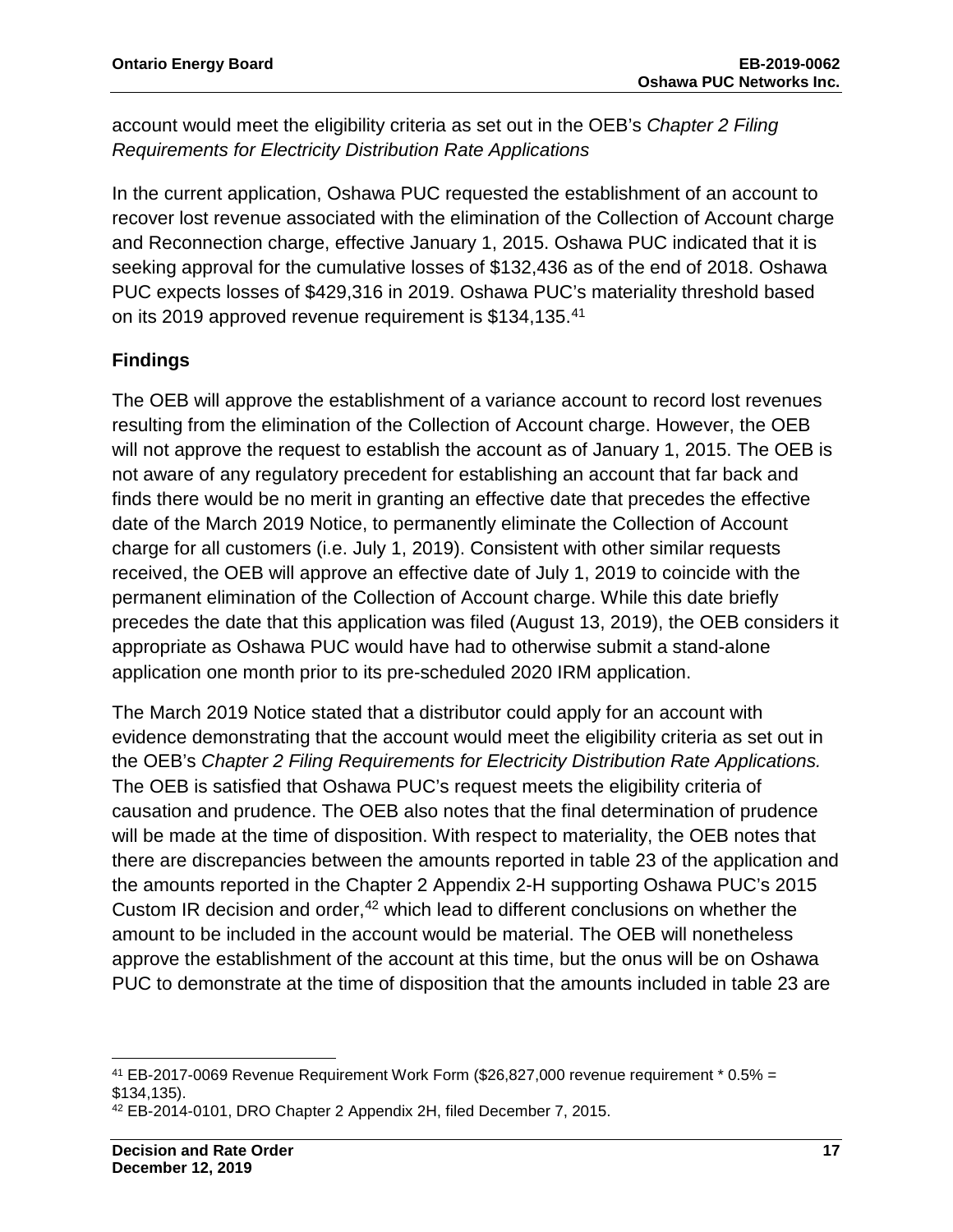account would meet the eligibility criteria as set out in the OEB's *Chapter 2 Filing Requirements for Electricity Distribution Rate Applications*

In the current application, Oshawa PUC requested the establishment of an account to recover lost revenue associated with the elimination of the Collection of Account charge and Reconnection charge, effective January 1, 2015. Oshawa PUC indicated that it is seeking approval for the cumulative losses of $132,436 as of the end of 2018. Oshawa PUC expects losses of $429,316 in 2019. Oshawa PUC's materiality threshold based on its 2019 approved revenue requirement is $134,135.[41]

## Findings

The OEB will approve the establishment of a variance account to record lost revenues resulting from the elimination of the Collection of Account charge. However, the OEB will not approve the request to establish the account as of January 1, 2015. The OEB is not aware of any regulatory precedent for establishing an account that far back and finds there would be no merit in granting an effective date that precedes the effective date of the March 2019 Notice, to permanently eliminate the Collection of Account charge for all customers (i.e. July 1, 2019). Consistent with other similar requests received, the OEB will approve an effective date of July 1, 2019 to coincide with the permanent elimination of the Collection of Account charge. While this date briefly precedes the date that this application was filed (August 13, 2019), the OEB considers it appropriate as Oshawa PUC would have had to otherwise submit a stand-alone application one month prior to its pre-scheduled 2020 IRM application.

The March 2019 Notice stated that a distributor could apply for an account with evidence demonstrating that the account would meet the eligibility criteria as set out in the OEB's *Chapter 2 Filing Requirements for Electricity Distribution Rate Applications.* The OEB is satisfied that Oshawa PUC's request meets the eligibility criteria of causation and prudence. The OEB also notes that the final determination of prudence will be made at the time of disposition. With respect to materiality, the OEB notes that there are discrepancies between the amounts reported in table 23 of the application and the amounts reported in the Chapter 2 Appendix 2-H supporting Oshawa PUC's 2015 Custom IR decision and order,[42] which lead to different conclusions on whether the amount to be included in the account would be material. The OEB will nonetheless approve the establishment of the account at this time, but the onus will be on Oshawa PUC to demonstrate at the time of disposition that the amounts included in table 23 are

---

[41] EB-2017-0069 Revenue Requirement Work Form ($26,827,000 revenue requirement * 0.5% = $134,135).

[42] EB-2014-0101, DRO Chapter 2 Appendix 2H, filed December 7, 2015.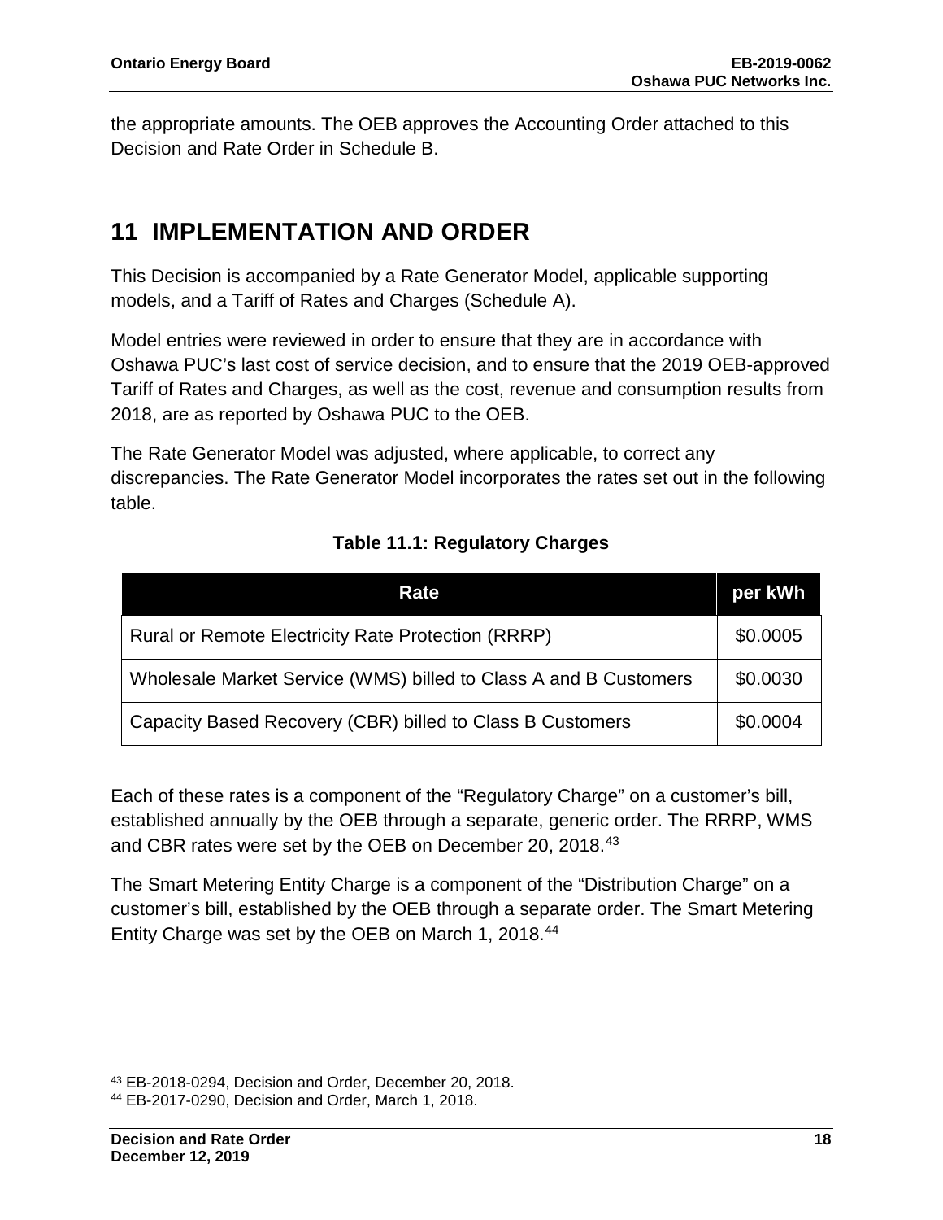the appropriate amounts. The OEB approves the Accounting Order attached to this Decision and Rate Order in Schedule B.

# 11 IMPLEMENTATION AND ORDER

This Decision is accompanied by a Rate Generator Model, applicable supporting models, and a Tariff of Rates and Charges (Schedule A).

Model entries were reviewed in order to ensure that they are in accordance with Oshawa PUC's last cost of service decision, and to ensure that the 2019 OEB-approved Tariff of Rates and Charges, as well as the cost, revenue and consumption results from 2018, are as reported by Oshawa PUC to the OEB.

The Rate Generator Model was adjusted, where applicable, to correct any discrepancies. The Rate Generator Model incorporates the rates set out in the following table.

**Table 11.1: Regulatory Charges**

| Rate | per kWh |
| --- | --- |
| Rural or Remote Electricity Rate Protection (RRRP) | \$0.0005 |
| Wholesale Market Service (WMS) billed to Class A and B Customers | \$0.0030 |
| Capacity Based Recovery (CBR) billed to Class B Customers | \$0.0004 |

Each of these rates is a component of the "Regulatory Charge" on a customer's bill, established annually by the OEB through a separate, generic order. The RRRP, WMS and CBR rates were set by the OEB on December 20, 2018.[43]

The Smart Metering Entity Charge is a component of the "Distribution Charge" on a customer's bill, established by the OEB through a separate order. The Smart Metering Entity Charge was set by the OEB on March 1, 2018.[44]

---

[43] EB-2018-0294, Decision and Order, December 20, 2018.

[44] EB-2017-0290, Decision and Order, March 1, 2018.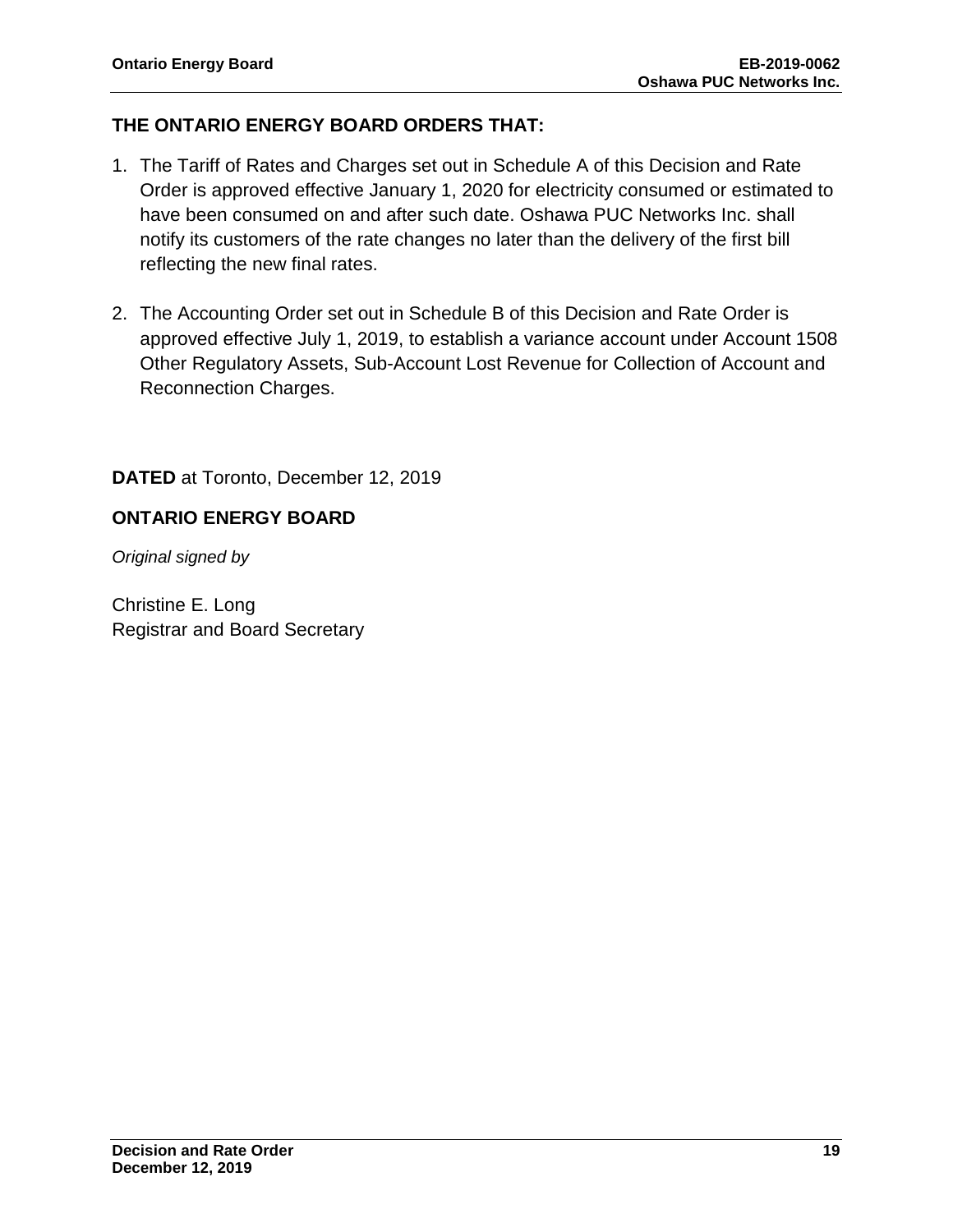## THE ONTARIO ENERGY BOARD ORDERS THAT:

1. The Tariff of Rates and Charges set out in Schedule A of this Decision and Rate Order is approved effective January 1, 2020 for electricity consumed or estimated to have been consumed on and after such date. Oshawa PUC Networks Inc. shall notify its customers of the rate changes no later than the delivery of the first bill reflecting the new final rates.

2. The Accounting Order set out in Schedule B of this Decision and Rate Order is approved effective July 1, 2019, to establish a variance account under Account 1508 Other Regulatory Assets, Sub-Account Lost Revenue for Collection of Account and Reconnection Charges.

**DATED** at Toronto, December 12, 2019

**ONTARIO ENERGY BOARD**

*Original signed by*

Christine E. Long
Registrar and Board Secretary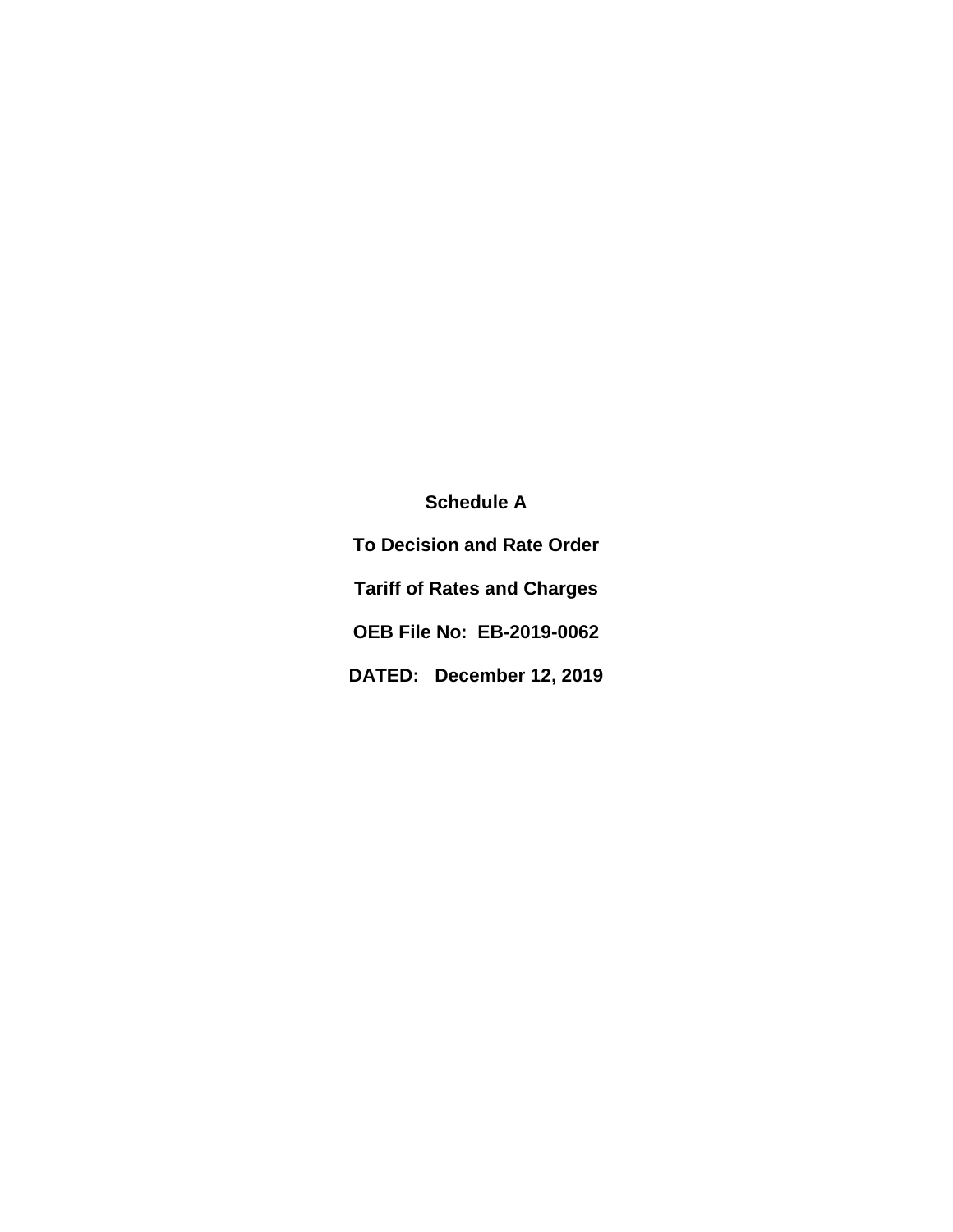**Schedule A**

**To Decision and Rate Order**

**Tariff of Rates and Charges**

**OEB File No: EB-2019-0062**

**DATED: December 12, 2019**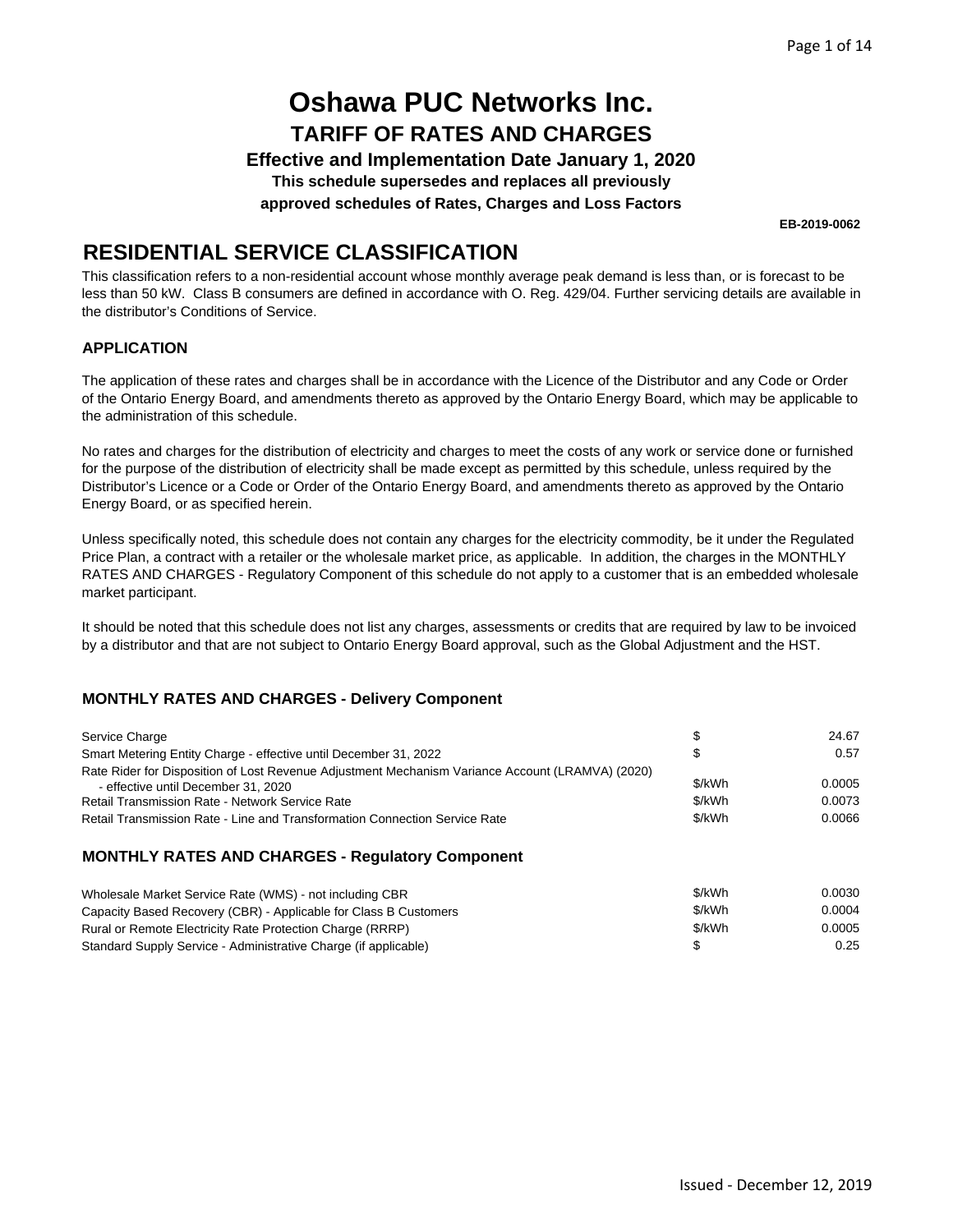# Oshawa PUC Networks Inc.

## TARIFF OF RATES AND CHARGES

### Effective and Implementation Date January 1, 2020

**This schedule supersedes and replaces all previously approved schedules of Rates, Charges and Loss Factors**

**EB-2019-0062**

## RESIDENTIAL SERVICE CLASSIFICATION

This classification refers to a non-residential account whose monthly average peak demand is less than, or is forecast to be less than 50 kW. Class B consumers are defined in accordance with O. Reg. 429/04. Further servicing details are available in the distributor's Conditions of Service.

### APPLICATION

The application of these rates and charges shall be in accordance with the Licence of the Distributor and any Code or Order of the Ontario Energy Board, and amendments thereto as approved by the Ontario Energy Board, which may be applicable to the administration of this schedule.

No rates and charges for the distribution of electricity and charges to meet the costs of any work or service done or furnished for the purpose of the distribution of electricity shall be made except as permitted by this schedule, unless required by the Distributor's Licence or a Code or Order of the Ontario Energy Board, and amendments thereto as approved by the Ontario Energy Board, or as specified herein.

Unless specifically noted, this schedule does not contain any charges for the electricity commodity, be it under the Regulated Price Plan, a contract with a retailer or the wholesale market price, as applicable. In addition, the charges in the MONTHLY RATES AND CHARGES - Regulatory Component of this schedule do not apply to a customer that is an embedded wholesale market participant.

It should be noted that this schedule does not list any charges, assessments or credits that are required by law to be invoiced by a distributor and that are not subject to Ontario Energy Board approval, such as the Global Adjustment and the HST.

### MONTHLY RATES AND CHARGES - Delivery Component

| | | |
|---|---|---|
| Service Charge | $ | 24.67 |
| Smart Metering Entity Charge - effective until December 31, 2022 | $ | 0.57 |
| Rate Rider for Disposition of Lost Revenue Adjustment Mechanism Variance Account (LRAMVA) (2020) - effective until December 31, 2020 | $/kWh | 0.0005 |
| Retail Transmission Rate - Network Service Rate | $/kWh | 0.0073 |
| Retail Transmission Rate - Line and Transformation Connection Service Rate | $/kWh | 0.0066 |

### MONTHLY RATES AND CHARGES - Regulatory Component

| | | |
|---|---|---|
| Wholesale Market Service Rate (WMS) - not including CBR | $/kWh | 0.0030 |
| Capacity Based Recovery (CBR) - Applicable for Class B Customers | $/kWh | 0.0004 |
| Rural or Remote Electricity Rate Protection Charge (RRRP) | $/kWh | 0.0005 |
| Standard Supply Service - Administrative Charge (if applicable) | $ | 0.25 |

Issued - December 12, 2019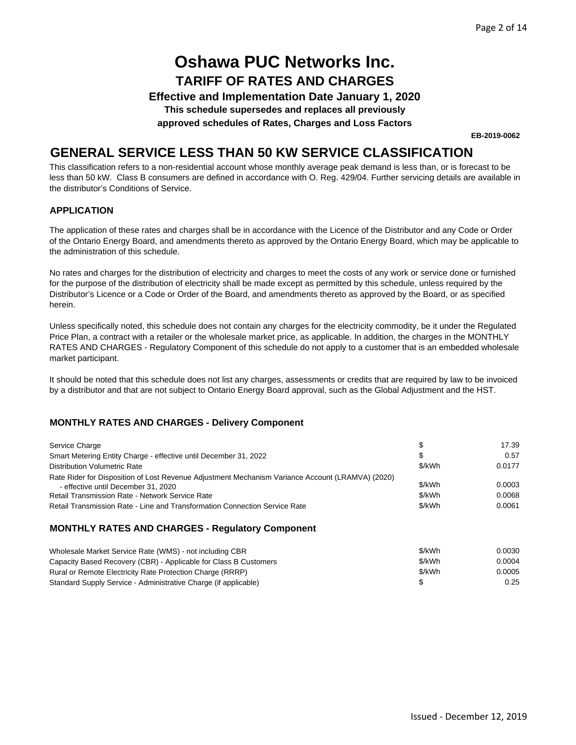# Oshawa PUC Networks Inc.

## TARIFF OF RATES AND CHARGES

**Effective and Implementation Date January 1, 2020**

**This schedule supersedes and replaces all previously approved schedules of Rates, Charges and Loss Factors**

**EB-2019-0062**

## GENERAL SERVICE LESS THAN 50 KW SERVICE CLASSIFICATION

This classification refers to a non-residential account whose monthly average peak demand is less than, or is forecast to be less than 50 kW. Class B consumers are defined in accordance with O. Reg. 429/04. Further servicing details are available in the distributor's Conditions of Service.

### APPLICATION

The application of these rates and charges shall be in accordance with the Licence of the Distributor and any Code or Order of the Ontario Energy Board, and amendments thereto as approved by the Ontario Energy Board, which may be applicable to the administration of this schedule.

No rates and charges for the distribution of electricity and charges to meet the costs of any work or service done or furnished for the purpose of the distribution of electricity shall be made except as permitted by this schedule, unless required by the Distributor's Licence or a Code or Order of the Board, and amendments thereto as approved by the Board, or as specified herein.

Unless specifically noted, this schedule does not contain any charges for the electricity commodity, be it under the Regulated Price Plan, a contract with a retailer or the wholesale market price, as applicable. In addition, the charges in the MONTHLY RATES AND CHARGES - Regulatory Component of this schedule do not apply to a customer that is an embedded wholesale market participant.

It should be noted that this schedule does not list any charges, assessments or credits that are required by law to be invoiced by a distributor and that are not subject to Ontario Energy Board approval, such as the Global Adjustment and the HST.

### MONTHLY RATES AND CHARGES - Delivery Component

| | | |
|---|---|---|
| Service Charge | $ | 17.39 |
| Smart Metering Entity Charge - effective until December 31, 2022 | $ | 0.57 |
| Distribution Volumetric Rate | $/kWh | 0.0177 |
| Rate Rider for Disposition of Lost Revenue Adjustment Mechanism Variance Account (LRAMVA) (2020) - effective until December 31, 2020 | $/kWh | 0.0003 |
| Retail Transmission Rate - Network Service Rate | $/kWh | 0.0068 |
| Retail Transmission Rate - Line and Transformation Connection Service Rate | $/kWh | 0.0061 |

### MONTHLY RATES AND CHARGES - Regulatory Component

| | | |
|---|---|---|
| Wholesale Market Service Rate (WMS) - not including CBR | $/kWh | 0.0030 |
| Capacity Based Recovery (CBR) - Applicable for Class B Customers | $/kWh | 0.0004 |
| Rural or Remote Electricity Rate Protection Charge (RRRP) | $/kWh | 0.0005 |
| Standard Supply Service - Administrative Charge (if applicable) | $ | 0.25 |

Issued - December 12, 2019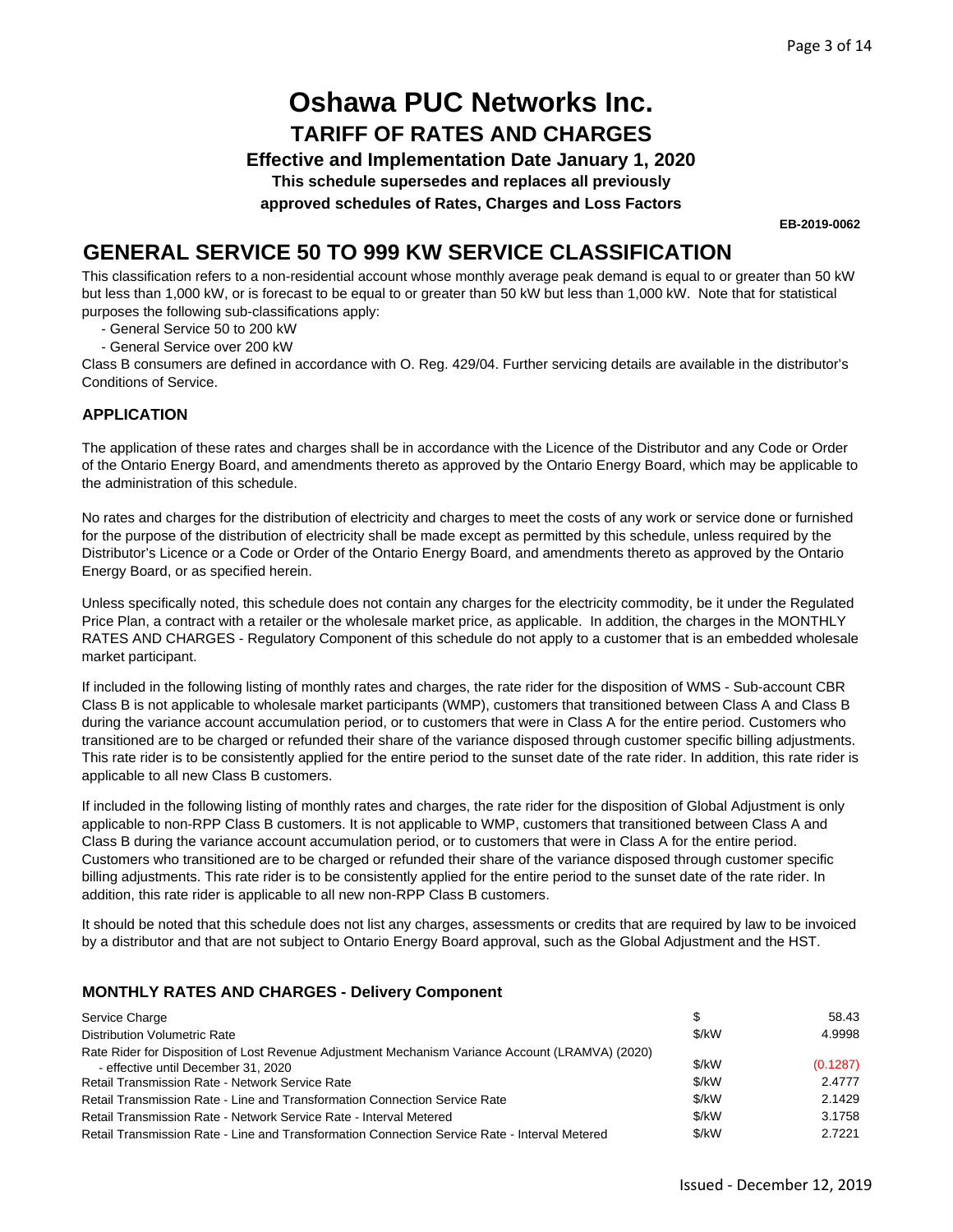# Oshawa PUC Networks Inc.

## TARIFF OF RATES AND CHARGES

**Effective and Implementation Date January 1, 2020**

**This schedule supersedes and replaces all previously approved schedules of Rates, Charges and Loss Factors**

**EB-2019-0062**

## GENERAL SERVICE 50 TO 999 KW SERVICE CLASSIFICATION

This classification refers to a non-residential account whose monthly average peak demand is equal to or greater than 50 kW but less than 1,000 kW, or is forecast to be equal to or greater than 50 kW but less than 1,000 kW. Note that for statistical purposes the following sub-classifications apply:

- General Service 50 to 200 kW
- General Service over 200 kW

Class B consumers are defined in accordance with O. Reg. 429/04. Further servicing details are available in the distributor's Conditions of Service.

### APPLICATION

The application of these rates and charges shall be in accordance with the Licence of the Distributor and any Code or Order of the Ontario Energy Board, and amendments thereto as approved by the Ontario Energy Board, which may be applicable to the administration of this schedule.

No rates and charges for the distribution of electricity and charges to meet the costs of any work or service done or furnished for the purpose of the distribution of electricity shall be made except as permitted by this schedule, unless required by the Distributor's Licence or a Code or Order of the Ontario Energy Board, and amendments thereto as approved by the Ontario Energy Board, or as specified herein.

Unless specifically noted, this schedule does not contain any charges for the electricity commodity, be it under the Regulated Price Plan, a contract with a retailer or the wholesale market price, as applicable. In addition, the charges in the MONTHLY RATES AND CHARGES - Regulatory Component of this schedule do not apply to a customer that is an embedded wholesale market participant.

If included in the following listing of monthly rates and charges, the rate rider for the disposition of WMS - Sub-account CBR Class B is not applicable to wholesale market participants (WMP), customers that transitioned between Class A and Class B during the variance account accumulation period, or to customers that were in Class A for the entire period. Customers who transitioned are to be charged or refunded their share of the variance disposed through customer specific billing adjustments. This rate rider is to be consistently applied for the entire period to the sunset date of the rate rider. In addition, this rate rider is applicable to all new Class B customers.

If included in the following listing of monthly rates and charges, the rate rider for the disposition of Global Adjustment is only applicable to non-RPP Class B customers. It is not applicable to WMP, customers that transitioned between Class A and Class B during the variance account accumulation period, or to customers that were in Class A for the entire period. Customers who transitioned are to be charged or refunded their share of the variance disposed through customer specific billing adjustments. This rate rider is to be consistently applied for the entire period to the sunset date of the rate rider. In addition, this rate rider is applicable to all new non-RPP Class B customers.

It should be noted that this schedule does not list any charges, assessments or credits that are required by law to be invoiced by a distributor and that are not subject to Ontario Energy Board approval, such as the Global Adjustment and the HST.

### MONTHLY RATES AND CHARGES - Delivery Component

| | | |
|---|---|---|
| Service Charge | $ | 58.43 |
| Distribution Volumetric Rate | $/kW | 4.9998 |
| Rate Rider for Disposition of Lost Revenue Adjustment Mechanism Variance Account (LRAMVA) (2020) - effective until December 31, 2020 | $/kW | (0.1287) |
| Retail Transmission Rate - Network Service Rate | $/kW | 2.4777 |
| Retail Transmission Rate - Line and Transformation Connection Service Rate | $/kW | 2.1429 |
| Retail Transmission Rate - Network Service Rate - Interval Metered | $/kW | 3.1758 |
| Retail Transmission Rate - Line and Transformation Connection Service Rate - Interval Metered | $/kW | 2.7221 |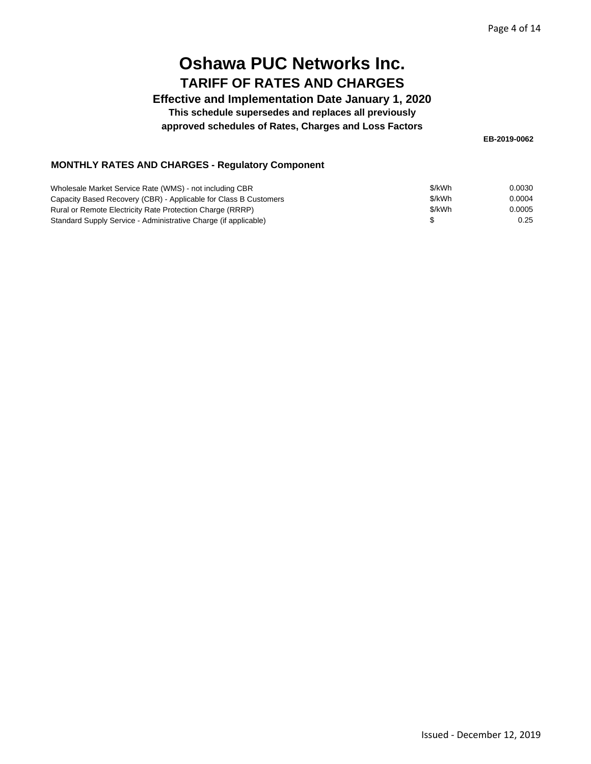# Oshawa PUC Networks Inc.

## TARIFF OF RATES AND CHARGES

**Effective and Implementation Date January 1, 2020**

**This schedule supersedes and replaces all previously approved schedules of Rates, Charges and Loss Factors**

**EB-2019-0062**

### MONTHLY RATES AND CHARGES - Regulatory Component

| | | |
|---|---|---|
| Wholesale Market Service Rate (WMS) - not including CBR | \$/kWh | 0.0030 |
| Capacity Based Recovery (CBR) - Applicable for Class B Customers | \$/kWh | 0.0004 |
| Rural or Remote Electricity Rate Protection Charge (RRRP) | \$/kWh | 0.0005 |
| Standard Supply Service - Administrative Charge (if applicable) | \$ | 0.25 |

Issued - December 12, 2019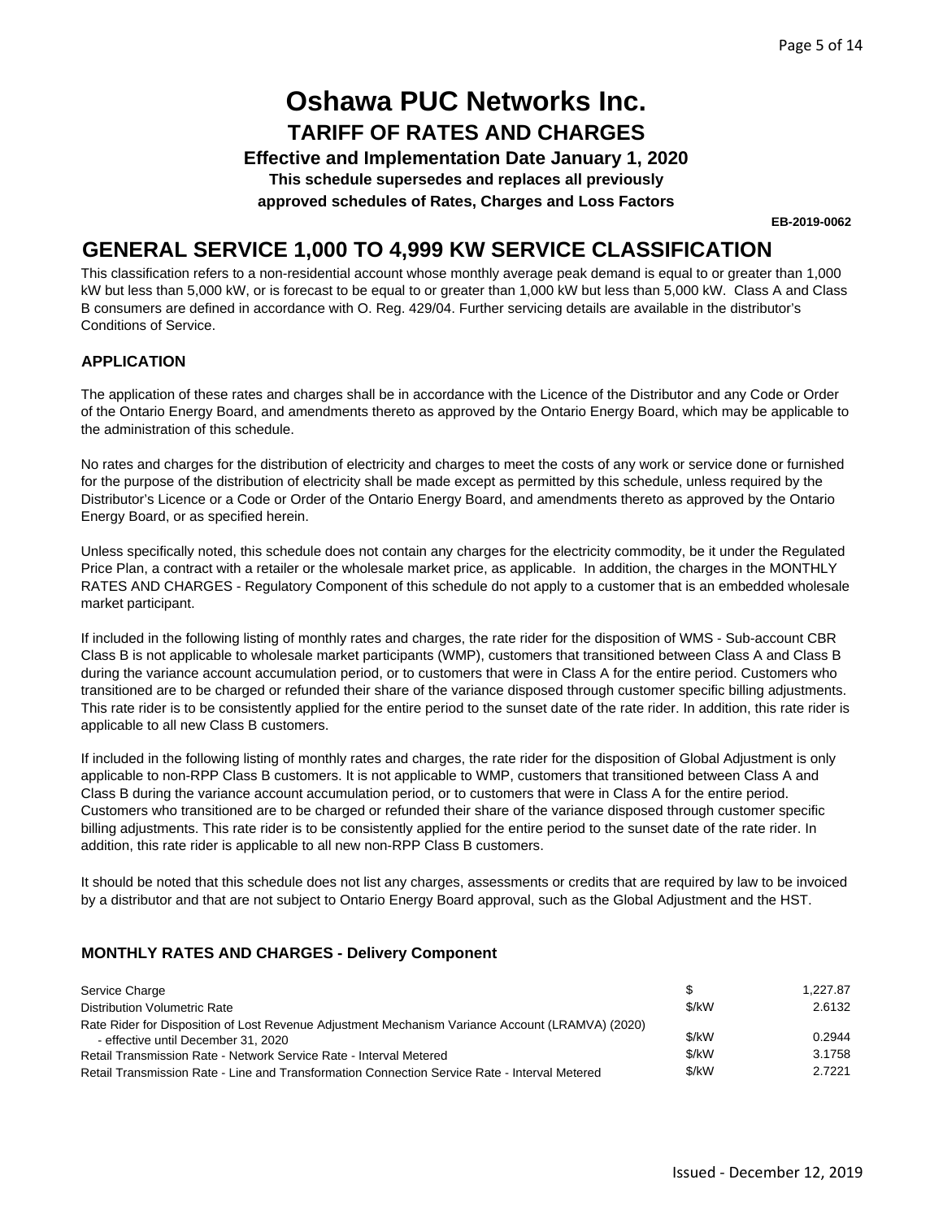# Oshawa PUC Networks Inc.

## TARIFF OF RATES AND CHARGES

### Effective and Implementation Date January 1, 2020

**This schedule supersedes and replaces all previously approved schedules of Rates, Charges and Loss Factors**

**EB-2019-0062**

## GENERAL SERVICE 1,000 TO 4,999 KW SERVICE CLASSIFICATION

This classification refers to a non-residential account whose monthly average peak demand is equal to or greater than 1,000 kW but less than 5,000 kW, or is forecast to be equal to or greater than 1,000 kW but less than 5,000 kW. Class A and Class B consumers are defined in accordance with O. Reg. 429/04. Further servicing details are available in the distributor's Conditions of Service.

### APPLICATION

The application of these rates and charges shall be in accordance with the Licence of the Distributor and any Code or Order of the Ontario Energy Board, and amendments thereto as approved by the Ontario Energy Board, which may be applicable to the administration of this schedule.

No rates and charges for the distribution of electricity and charges to meet the costs of any work or service done or furnished for the purpose of the distribution of electricity shall be made except as permitted by this schedule, unless required by the Distributor's Licence or a Code or Order of the Ontario Energy Board, and amendments thereto as approved by the Ontario Energy Board, or as specified herein.

Unless specifically noted, this schedule does not contain any charges for the electricity commodity, be it under the Regulated Price Plan, a contract with a retailer or the wholesale market price, as applicable. In addition, the charges in the MONTHLY RATES AND CHARGES - Regulatory Component of this schedule do not apply to a customer that is an embedded wholesale market participant.

If included in the following listing of monthly rates and charges, the rate rider for the disposition of WMS - Sub-account CBR Class B is not applicable to wholesale market participants (WMP), customers that transitioned between Class A and Class B during the variance account accumulation period, or to customers that were in Class A for the entire period. Customers who transitioned are to be charged or refunded their share of the variance disposed through customer specific billing adjustments. This rate rider is to be consistently applied for the entire period to the sunset date of the rate rider. In addition, this rate rider is applicable to all new Class B customers.

If included in the following listing of monthly rates and charges, the rate rider for the disposition of Global Adjustment is only applicable to non-RPP Class B customers. It is not applicable to WMP, customers that transitioned between Class A and Class B during the variance account accumulation period, or to customers that were in Class A for the entire period. Customers who transitioned are to be charged or refunded their share of the variance disposed through customer specific billing adjustments. This rate rider is to be consistently applied for the entire period to the sunset date of the rate rider. In addition, this rate rider is applicable to all new non-RPP Class B customers.

It should be noted that this schedule does not list any charges, assessments or credits that are required by law to be invoiced by a distributor and that are not subject to Ontario Energy Board approval, such as the Global Adjustment and the HST.

### MONTHLY RATES AND CHARGES - Delivery Component

| Description | Unit | Rate |
|---|---|---|
| Service Charge | $ | 1,227.87 |
| Distribution Volumetric Rate | $/kW | 2.6132 |
| Rate Rider for Disposition of Lost Revenue Adjustment Mechanism Variance Account (LRAMVA) (2020) - effective until December 31, 2020 | $/kW | 0.2944 |
| Retail Transmission Rate - Network Service Rate - Interval Metered | $/kW | 3.1758 |
| Retail Transmission Rate - Line and Transformation Connection Service Rate - Interval Metered | $/kW | 2.7221 |

Issued - December 12, 2019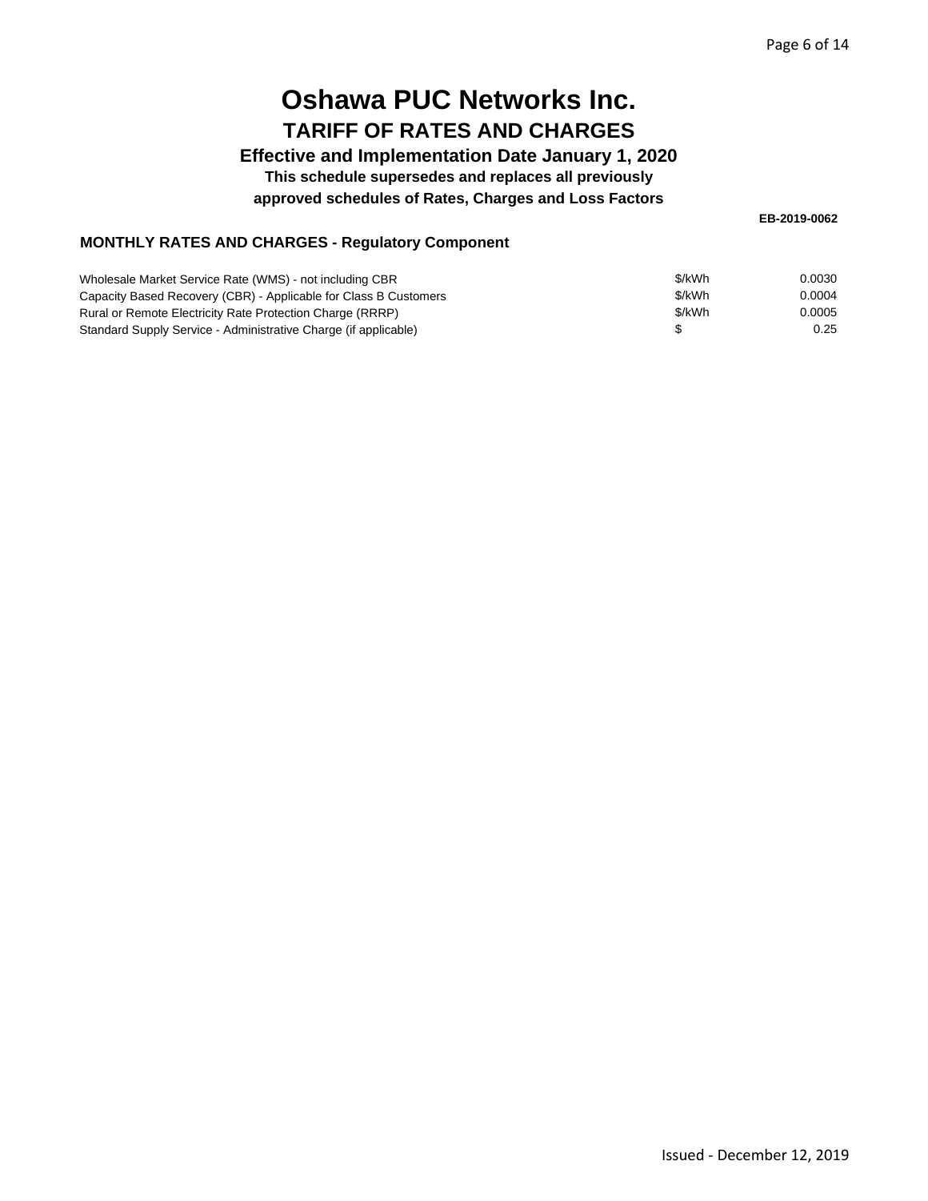# Oshawa PUC Networks Inc.

## TARIFF OF RATES AND CHARGES

### Effective and Implementation Date January 1, 2020

**This schedule supersedes and replaces all previously approved schedules of Rates, Charges and Loss Factors**

**EB-2019-0062**

**MONTHLY RATES AND CHARGES - Regulatory Component**

| | | |
|---|---|---|
| Wholesale Market Service Rate (WMS) - not including CBR | $/kWh | 0.0030 |
| Capacity Based Recovery (CBR) - Applicable for Class B Customers | $/kWh | 0.0004 |
| Rural or Remote Electricity Rate Protection Charge (RRRP) | $/kWh | 0.0005 |
| Standard Supply Service - Administrative Charge (if applicable) | $ | 0.25 |

Issued - December 12, 2019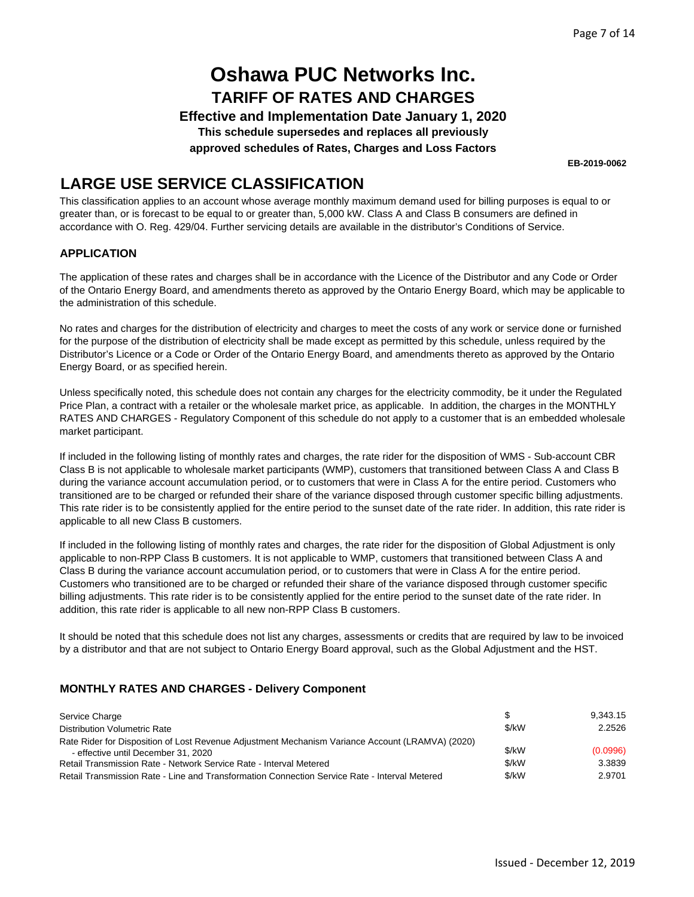# Oshawa PUC Networks Inc.

## TARIFF OF RATES AND CHARGES

### Effective and Implementation Date January 1, 2020

**This schedule supersedes and replaces all previously approved schedules of Rates, Charges and Loss Factors**

**EB-2019-0062**

## LARGE USE SERVICE CLASSIFICATION

This classification applies to an account whose average monthly maximum demand used for billing purposes is equal to or greater than, or is forecast to be equal to or greater than, 5,000 kW. Class A and Class B consumers are defined in accordance with O. Reg. 429/04. Further servicing details are available in the distributor's Conditions of Service.

### APPLICATION

The application of these rates and charges shall be in accordance with the Licence of the Distributor and any Code or Order of the Ontario Energy Board, and amendments thereto as approved by the Ontario Energy Board, which may be applicable to the administration of this schedule.

No rates and charges for the distribution of electricity and charges to meet the costs of any work or service done or furnished for the purpose of the distribution of electricity shall be made except as permitted by this schedule, unless required by the Distributor's Licence or a Code or Order of the Ontario Energy Board, and amendments thereto as approved by the Ontario Energy Board, or as specified herein.

Unless specifically noted, this schedule does not contain any charges for the electricity commodity, be it under the Regulated Price Plan, a contract with a retailer or the wholesale market price, as applicable. In addition, the charges in the MONTHLY RATES AND CHARGES - Regulatory Component of this schedule do not apply to a customer that is an embedded wholesale market participant.

If included in the following listing of monthly rates and charges, the rate rider for the disposition of WMS - Sub-account CBR Class B is not applicable to wholesale market participants (WMP), customers that transitioned between Class A and Class B during the variance account accumulation period, or to customers that were in Class A for the entire period. Customers who transitioned are to be charged or refunded their share of the variance disposed through customer specific billing adjustments. This rate rider is to be consistently applied for the entire period to the sunset date of the rate rider. In addition, this rate rider is applicable to all new Class B customers.

If included in the following listing of monthly rates and charges, the rate rider for the disposition of Global Adjustment is only applicable to non-RPP Class B customers. It is not applicable to WMP, customers that transitioned between Class A and Class B during the variance account accumulation period, or to customers that were in Class A for the entire period. Customers who transitioned are to be charged or refunded their share of the variance disposed through customer specific billing adjustments. This rate rider is to be consistently applied for the entire period to the sunset date of the rate rider. In addition, this rate rider is applicable to all new non-RPP Class B customers.

It should be noted that this schedule does not list any charges, assessments or credits that are required by law to be invoiced by a distributor and that are not subject to Ontario Energy Board approval, such as the Global Adjustment and the HST.

### MONTHLY RATES AND CHARGES - Delivery Component

| | | |
|---|---|---|
| Service Charge | $ | 9,343.15 |
| Distribution Volumetric Rate | $/kW | 2.2526 |
| Rate Rider for Disposition of Lost Revenue Adjustment Mechanism Variance Account (LRAMVA) (2020) - effective until December 31, 2020 | $/kW | (0.0996) |
| Retail Transmission Rate - Network Service Rate - Interval Metered | $/kW | 3.3839 |
| Retail Transmission Rate - Line and Transformation Connection Service Rate - Interval Metered | $/kW | 2.9701 |

Issued - December 12, 2019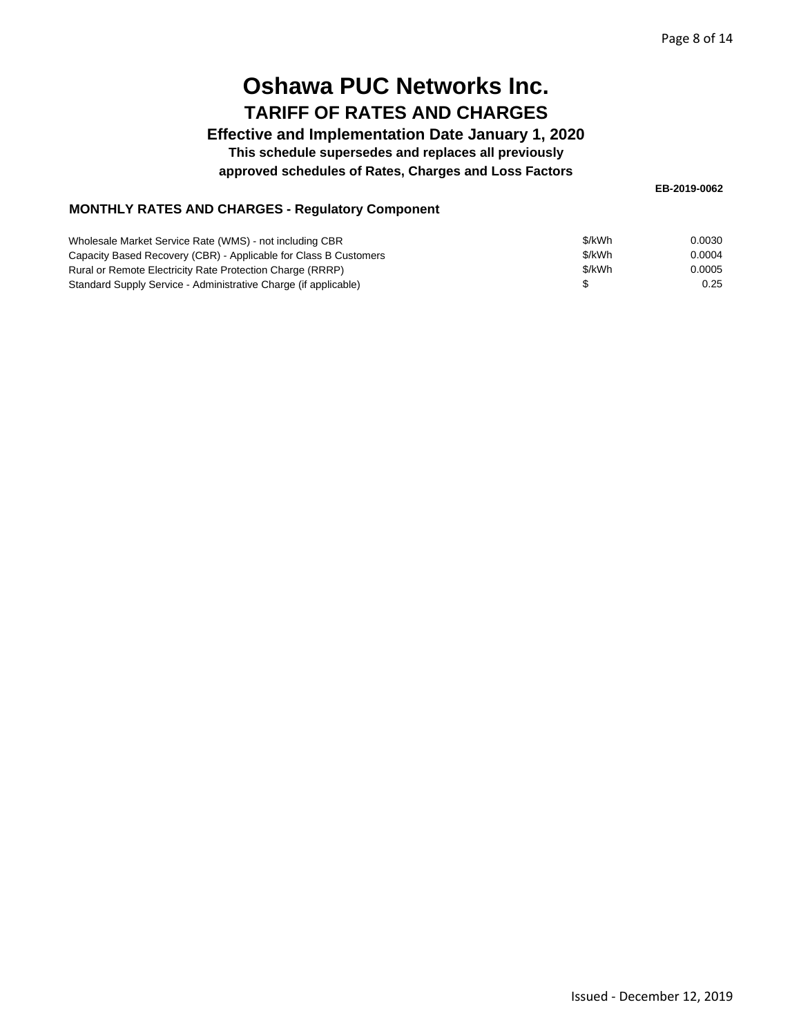# Oshawa PUC Networks Inc.

## TARIFF OF RATES AND CHARGES

**Effective and Implementation Date January 1, 2020**

**This schedule supersedes and replaces all previously approved schedules of Rates, Charges and Loss Factors**

**EB-2019-0062**

### MONTHLY RATES AND CHARGES - Regulatory Component

| | | |
|---|---|---|
| Wholesale Market Service Rate (WMS) - not including CBR | $/kWh | 0.0030 |
| Capacity Based Recovery (CBR) - Applicable for Class B Customers | $/kWh | 0.0004 |
| Rural or Remote Electricity Rate Protection Charge (RRRP) | $/kWh | 0.0005 |
| Standard Supply Service - Administrative Charge (if applicable) | $ | 0.25 |

Issued - December 12, 2019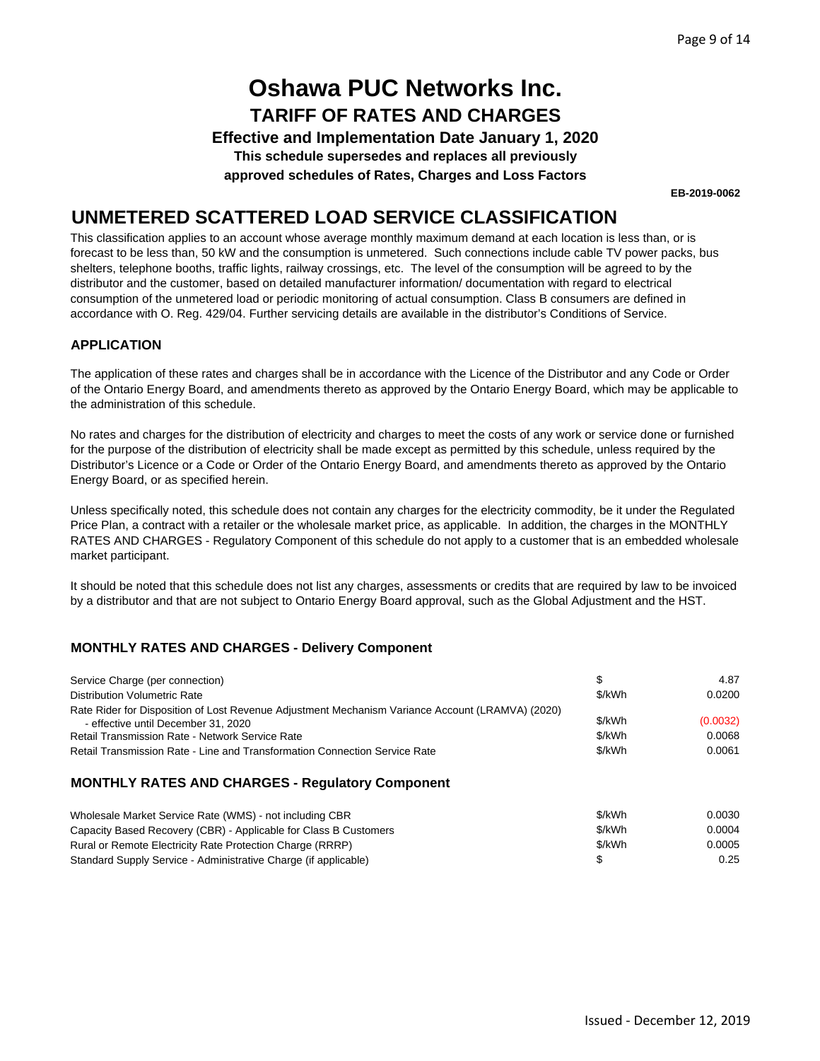# Oshawa PUC Networks Inc.

## TARIFF OF RATES AND CHARGES

**Effective and Implementation Date January 1, 2020**

**This schedule supersedes and replaces all previously approved schedules of Rates, Charges and Loss Factors**

**EB-2019-0062**

## UNMETERED SCATTERED LOAD SERVICE CLASSIFICATION

This classification applies to an account whose average monthly maximum demand at each location is less than, or is forecast to be less than, 50 kW and the consumption is unmetered. Such connections include cable TV power packs, bus shelters, telephone booths, traffic lights, railway crossings, etc. The level of the consumption will be agreed to by the distributor and the customer, based on detailed manufacturer information/ documentation with regard to electrical consumption of the unmetered load or periodic monitoring of actual consumption. Class B consumers are defined in accordance with O. Reg. 429/04. Further servicing details are available in the distributor's Conditions of Service.

### APPLICATION

The application of these rates and charges shall be in accordance with the Licence of the Distributor and any Code or Order of the Ontario Energy Board, and amendments thereto as approved by the Ontario Energy Board, which may be applicable to the administration of this schedule.

No rates and charges for the distribution of electricity and charges to meet the costs of any work or service done or furnished for the purpose of the distribution of electricity shall be made except as permitted by this schedule, unless required by the Distributor's Licence or a Code or Order of the Ontario Energy Board, and amendments thereto as approved by the Ontario Energy Board, or as specified herein.

Unless specifically noted, this schedule does not contain any charges for the electricity commodity, be it under the Regulated Price Plan, a contract with a retailer or the wholesale market price, as applicable. In addition, the charges in the MONTHLY RATES AND CHARGES - Regulatory Component of this schedule do not apply to a customer that is an embedded wholesale market participant.

It should be noted that this schedule does not list any charges, assessments or credits that are required by law to be invoiced by a distributor and that are not subject to Ontario Energy Board approval, such as the Global Adjustment and the HST.

### MONTHLY RATES AND CHARGES - Delivery Component

| | | |
|---|---|---|
| Service Charge (per connection) | $ | 4.87 |
| Distribution Volumetric Rate | $/kWh | 0.0200 |
| Rate Rider for Disposition of Lost Revenue Adjustment Mechanism Variance Account (LRAMVA) (2020) - effective until December 31, 2020 | $/kWh | (0.0032) |
| Retail Transmission Rate - Network Service Rate | $/kWh | 0.0068 |
| Retail Transmission Rate - Line and Transformation Connection Service Rate | $/kWh | 0.0061 |

### MONTHLY RATES AND CHARGES - Regulatory Component

| | | |
|---|---|---|
| Wholesale Market Service Rate (WMS) - not including CBR | $/kWh | 0.0030 |
| Capacity Based Recovery (CBR) - Applicable for Class B Customers | $/kWh | 0.0004 |
| Rural or Remote Electricity Rate Protection Charge (RRRP) | $/kWh | 0.0005 |
| Standard Supply Service - Administrative Charge (if applicable) | $ | 0.25 |

Issued - December 12, 2019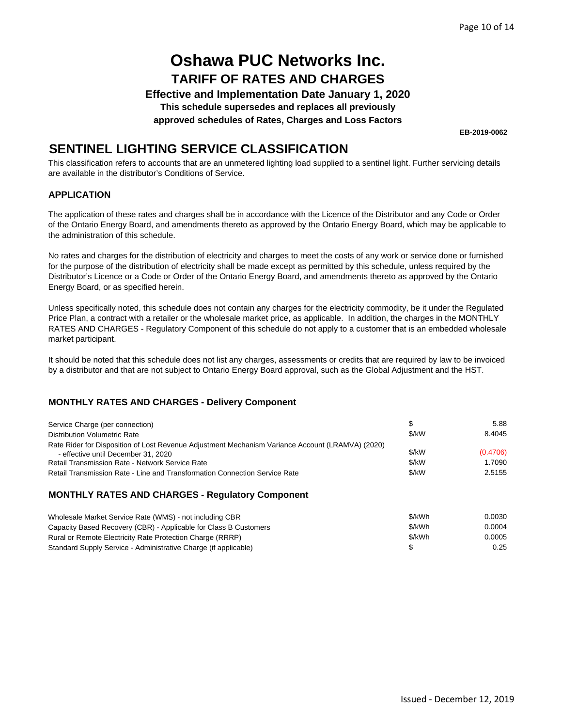# Oshawa PUC Networks Inc.

## TARIFF OF RATES AND CHARGES

**Effective and Implementation Date January 1, 2020**

**This schedule supersedes and replaces all previously approved schedules of Rates, Charges and Loss Factors**

**EB-2019-0062**

## SENTINEL LIGHTING SERVICE CLASSIFICATION

This classification refers to accounts that are an unmetered lighting load supplied to a sentinel light. Further servicing details are available in the distributor's Conditions of Service.

### APPLICATION

The application of these rates and charges shall be in accordance with the Licence of the Distributor and any Code or Order of the Ontario Energy Board, and amendments thereto as approved by the Ontario Energy Board, which may be applicable to the administration of this schedule.

No rates and charges for the distribution of electricity and charges to meet the costs of any work or service done or furnished for the purpose of the distribution of electricity shall be made except as permitted by this schedule, unless required by the Distributor's Licence or a Code or Order of the Ontario Energy Board, and amendments thereto as approved by the Ontario Energy Board, or as specified herein.

Unless specifically noted, this schedule does not contain any charges for the electricity commodity, be it under the Regulated Price Plan, a contract with a retailer or the wholesale market price, as applicable. In addition, the charges in the MONTHLY RATES AND CHARGES - Regulatory Component of this schedule do not apply to a customer that is an embedded wholesale market participant.

It should be noted that this schedule does not list any charges, assessments or credits that are required by law to be invoiced by a distributor and that are not subject to Ontario Energy Board approval, such as the Global Adjustment and the HST.

### MONTHLY RATES AND CHARGES - Delivery Component

| | | |
|---|---|---|
| Service Charge (per connection) | $ | 5.88 |
| Distribution Volumetric Rate | $/kW | 8.4045 |
| Rate Rider for Disposition of Lost Revenue Adjustment Mechanism Variance Account (LRAMVA) (2020) - effective until December 31, 2020 | $/kW | (0.4706) |
| Retail Transmission Rate - Network Service Rate | $/kW | 1.7090 |
| Retail Transmission Rate - Line and Transformation Connection Service Rate | $/kW | 2.5155 |

### MONTHLY RATES AND CHARGES - Regulatory Component

| | | |
|---|---|---|
| Wholesale Market Service Rate (WMS) - not including CBR | $/kWh | 0.0030 |
| Capacity Based Recovery (CBR) - Applicable for Class B Customers | $/kWh | 0.0004 |
| Rural or Remote Electricity Rate Protection Charge (RRRP) | $/kWh | 0.0005 |
| Standard Supply Service - Administrative Charge (if applicable) | $ | 0.25 |

Issued - December 12, 2019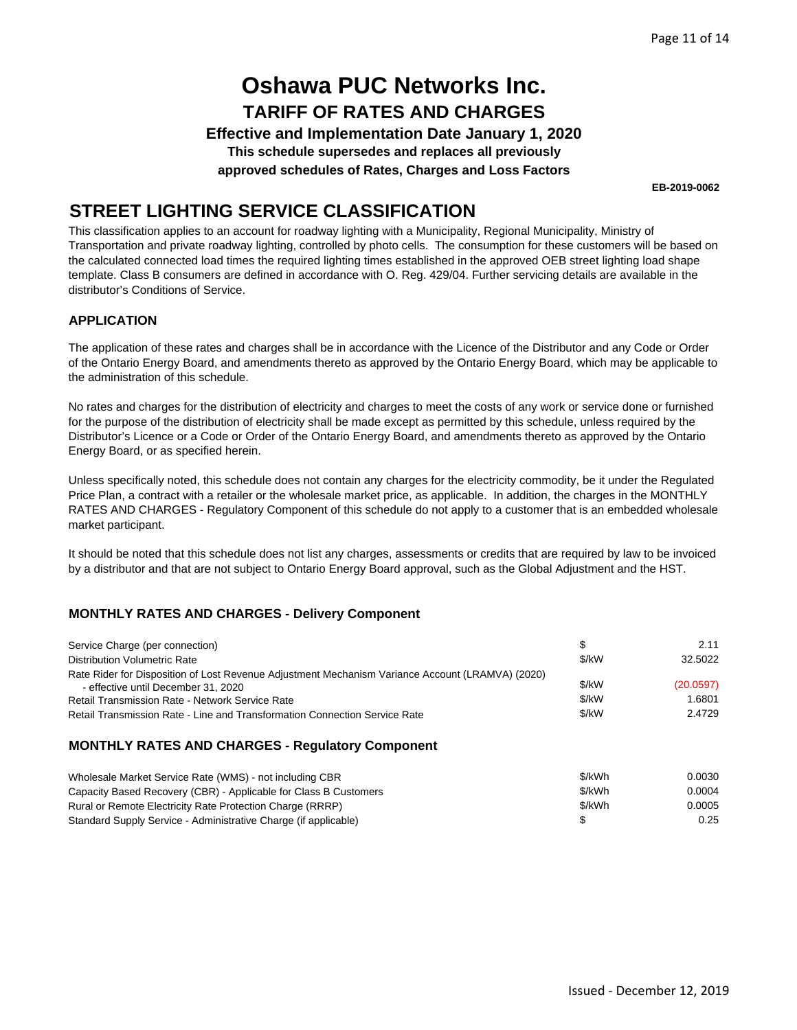# Oshawa PUC Networks Inc.

## TARIFF OF RATES AND CHARGES

**Effective and Implementation Date January 1, 2020**

**This schedule supersedes and replaces all previously approved schedules of Rates, Charges and Loss Factors**

**EB-2019-0062**

## STREET LIGHTING SERVICE CLASSIFICATION

This classification applies to an account for roadway lighting with a Municipality, Regional Municipality, Ministry of Transportation and private roadway lighting, controlled by photo cells. The consumption for these customers will be based on the calculated connected load times the required lighting times established in the approved OEB street lighting load shape template. Class B consumers are defined in accordance with O. Reg. 429/04. Further servicing details are available in the distributor's Conditions of Service.

### APPLICATION

The application of these rates and charges shall be in accordance with the Licence of the Distributor and any Code or Order of the Ontario Energy Board, and amendments thereto as approved by the Ontario Energy Board, which may be applicable to the administration of this schedule.

No rates and charges for the distribution of electricity and charges to meet the costs of any work or service done or furnished for the purpose of the distribution of electricity shall be made except as permitted by this schedule, unless required by the Distributor's Licence or a Code or Order of the Ontario Energy Board, and amendments thereto as approved by the Ontario Energy Board, or as specified herein.

Unless specifically noted, this schedule does not contain any charges for the electricity commodity, be it under the Regulated Price Plan, a contract with a retailer or the wholesale market price, as applicable. In addition, the charges in the MONTHLY RATES AND CHARGES - Regulatory Component of this schedule do not apply to a customer that is an embedded wholesale market participant.

It should be noted that this schedule does not list any charges, assessments or credits that are required by law to be invoiced by a distributor and that are not subject to Ontario Energy Board approval, such as the Global Adjustment and the HST.

### MONTHLY RATES AND CHARGES - Delivery Component

| | | |
|---|---|---|
| Service Charge (per connection) | $ | 2.11 |
| Distribution Volumetric Rate | $/kW | 32.5022 |
| Rate Rider for Disposition of Lost Revenue Adjustment Mechanism Variance Account (LRAMVA) (2020) - effective until December 31, 2020 | $/kW | (20.0597) |
| Retail Transmission Rate - Network Service Rate | $/kW | 1.6801 |
| Retail Transmission Rate - Line and Transformation Connection Service Rate | $/kW | 2.4729 |

### MONTHLY RATES AND CHARGES - Regulatory Component

| | | |
|---|---|---|
| Wholesale Market Service Rate (WMS) - not including CBR | $/kWh | 0.0030 |
| Capacity Based Recovery (CBR) - Applicable for Class B Customers | $/kWh | 0.0004 |
| Rural or Remote Electricity Rate Protection Charge (RRRP) | $/kWh | 0.0005 |
| Standard Supply Service - Administrative Charge (if applicable) | $ | 0.25 |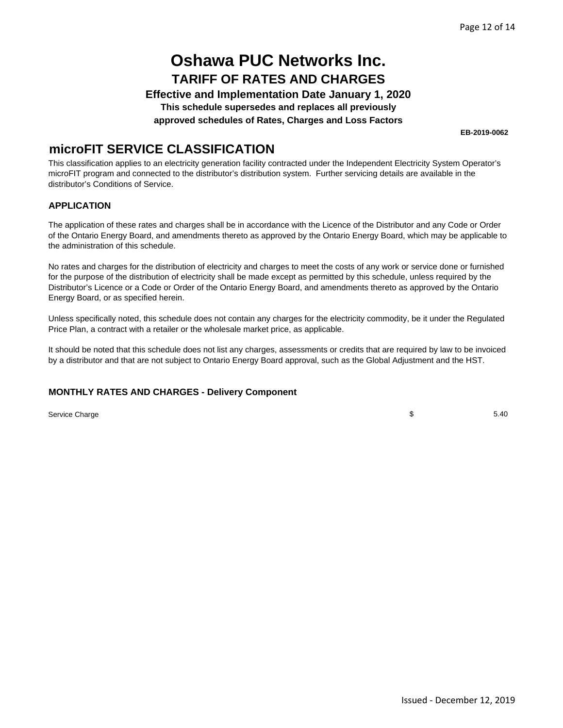# Oshawa PUC Networks Inc.

## TARIFF OF RATES AND CHARGES

**Effective and Implementation Date January 1, 2020**

**This schedule supersedes and replaces all previously approved schedules of Rates, Charges and Loss Factors**

**EB-2019-0062**

## microFIT SERVICE CLASSIFICATION

This classification applies to an electricity generation facility contracted under the Independent Electricity System Operator's microFIT program and connected to the distributor's distribution system. Further servicing details are available in the distributor's Conditions of Service.

### APPLICATION

The application of these rates and charges shall be in accordance with the Licence of the Distributor and any Code or Order of the Ontario Energy Board, and amendments thereto as approved by the Ontario Energy Board, which may be applicable to the administration of this schedule.

No rates and charges for the distribution of electricity and charges to meet the costs of any work or service done or furnished for the purpose of the distribution of electricity shall be made except as permitted by this schedule, unless required by the Distributor's Licence or a Code or Order of the Ontario Energy Board, and amendments thereto as approved by the Ontario Energy Board, or as specified herein.

Unless specifically noted, this schedule does not contain any charges for the electricity commodity, be it under the Regulated Price Plan, a contract with a retailer or the wholesale market price, as applicable.

It should be noted that this schedule does not list any charges, assessments or credits that are required by law to be invoiced by a distributor and that are not subject to Ontario Energy Board approval, such as the Global Adjustment and the HST.

### MONTHLY RATES AND CHARGES - Delivery Component

| | | |
|---|---|---|
| Service Charge | $ | 5.40 |

Issued - December 12, 2019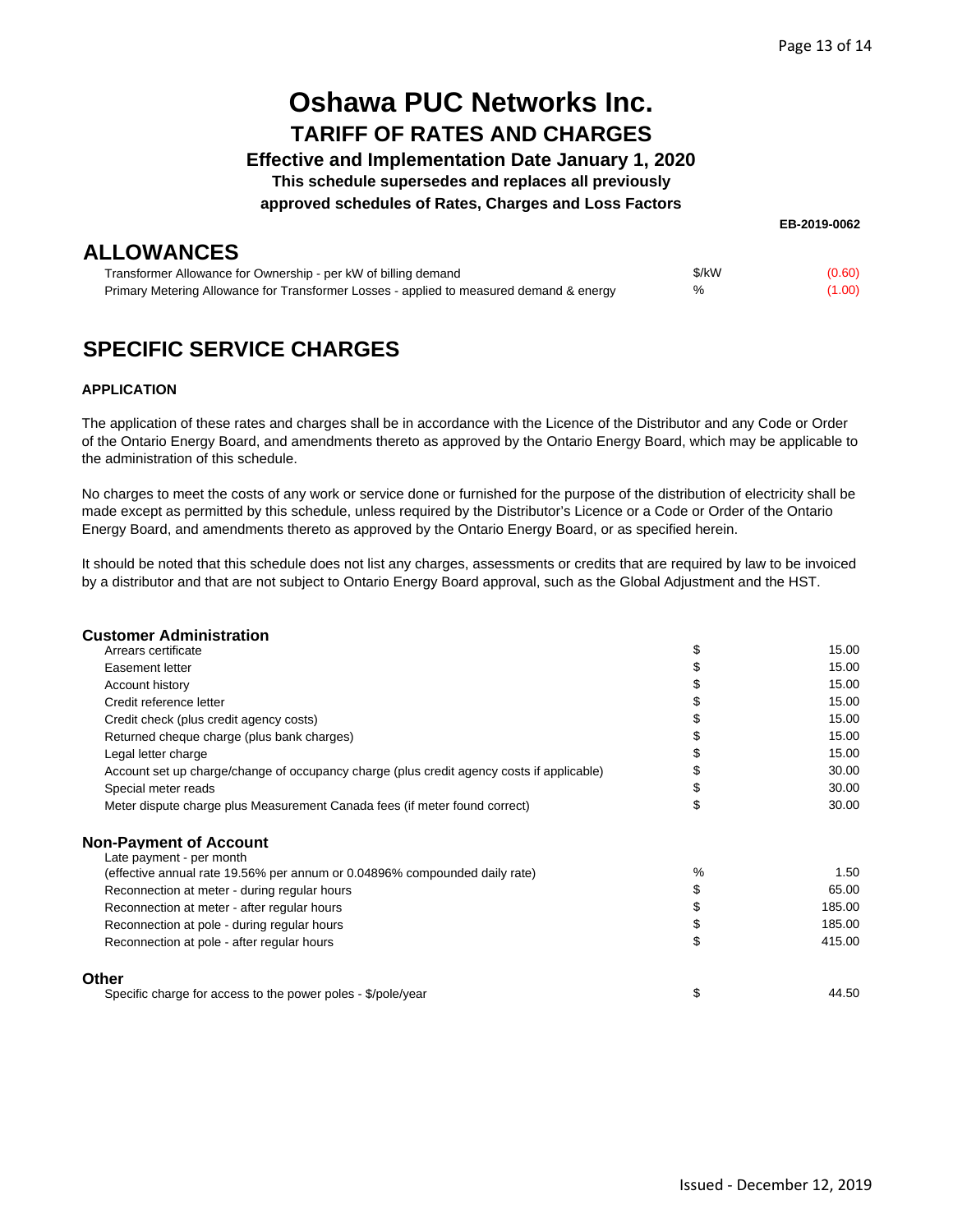# Oshawa PUC Networks Inc.

## TARIFF OF RATES AND CHARGES

### Effective and Implementation Date January 1, 2020

**This schedule supersedes and replaces all previously approved schedules of Rates, Charges and Loss Factors**

**EB-2019-0062**

## ALLOWANCES

| | | |
|---|---|---|
| Transformer Allowance for Ownership - per kW of billing demand | $/kW | (0.60) |
| Primary Metering Allowance for Transformer Losses - applied to measured demand & energy | % | (1.00) |

## SPECIFIC SERVICE CHARGES

**APPLICATION**

The application of these rates and charges shall be in accordance with the Licence of the Distributor and any Code or Order of the Ontario Energy Board, and amendments thereto as approved by the Ontario Energy Board, which may be applicable to the administration of this schedule.

No charges to meet the costs of any work or service done or furnished for the purpose of the distribution of electricity shall be made except as permitted by this schedule, unless required by the Distributor's Licence or a Code or Order of the Ontario Energy Board, and amendments thereto as approved by the Ontario Energy Board, or as specified herein.

It should be noted that this schedule does not list any charges, assessments or credits that are required by law to be invoiced by a distributor and that are not subject to Ontario Energy Board approval, such as the Global Adjustment and the HST.

**Customer Administration**

| | | |
|---|---|---|
| Arrears certificate | $ | 15.00 |
| Easement letter | $ | 15.00 |
| Account history | $ | 15.00 |
| Credit reference letter | $ | 15.00 |
| Credit check (plus credit agency costs) | $ | 15.00 |
| Returned cheque charge (plus bank charges) | $ | 15.00 |
| Legal letter charge | $ | 15.00 |
| Account set up charge/change of occupancy charge (plus credit agency costs if applicable) | $ | 30.00 |
| Special meter reads | $ | 30.00 |
| Meter dispute charge plus Measurement Canada fees (if meter found correct) | $ | 30.00 |

**Non-Payment of Account**

| | | |
|---|---|---|
| Late payment - per month (effective annual rate 19.56% per annum or 0.04896% compounded daily rate) | % | 1.50 |
| Reconnection at meter - during regular hours | $ | 65.00 |
| Reconnection at meter - after regular hours | $ | 185.00 |
| Reconnection at pole - during regular hours | $ | 185.00 |
| Reconnection at pole - after regular hours | $ | 415.00 |

**Other**

| | | |
|---|---|---|
| Specific charge for access to the power poles - $/pole/year | $ | 44.50 |

Issued - December 12, 2019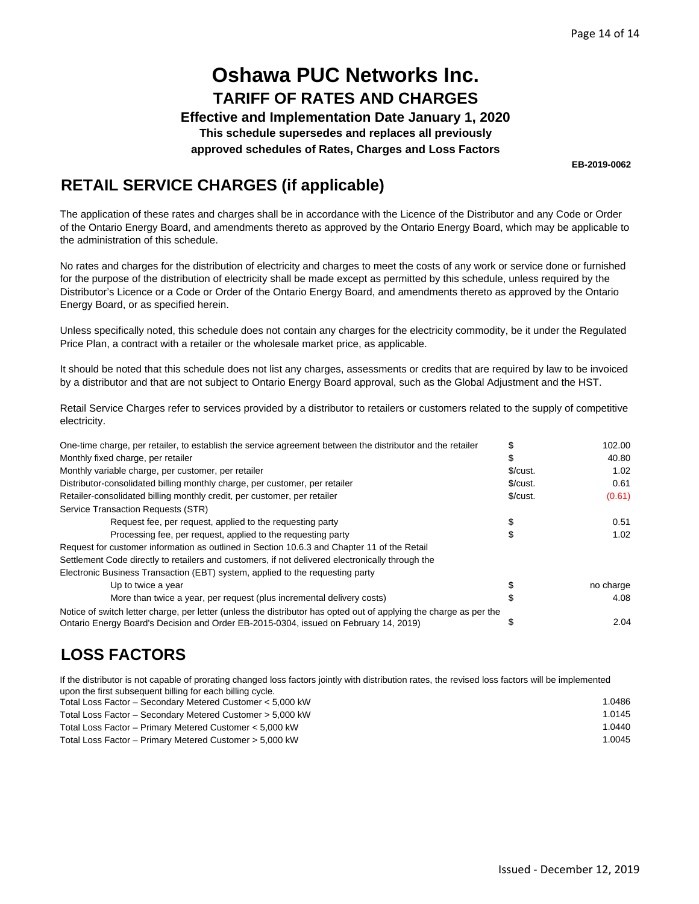# Oshawa PUC Networks Inc.

## TARIFF OF RATES AND CHARGES

### Effective and Implementation Date January 1, 2020

**This schedule supersedes and replaces all previously approved schedules of Rates, Charges and Loss Factors**

**EB-2019-0062**

## RETAIL SERVICE CHARGES (if applicable)

The application of these rates and charges shall be in accordance with the Licence of the Distributor and any Code or Order of the Ontario Energy Board, and amendments thereto as approved by the Ontario Energy Board, which may be applicable to the administration of this schedule.

No rates and charges for the distribution of electricity and charges to meet the costs of any work or service done or furnished for the purpose of the distribution of electricity shall be made except as permitted by this schedule, unless required by the Distributor's Licence or a Code or Order of the Ontario Energy Board, and amendments thereto as approved by the Ontario Energy Board, or as specified herein.

Unless specifically noted, this schedule does not contain any charges for the electricity commodity, be it under the Regulated Price Plan, a contract with a retailer or the wholesale market price, as applicable.

It should be noted that this schedule does not list any charges, assessments or credits that are required by law to be invoiced by a distributor and that are not subject to Ontario Energy Board approval, such as the Global Adjustment and the HST.

Retail Service Charges refer to services provided by a distributor to retailers or customers related to the supply of competitive electricity.

| Description | Unit | Amount |
|---|---|---|
| One-time charge, per retailer, to establish the service agreement between the distributor and the retailer | $ | 102.00 |
| Monthly fixed charge, per retailer | $ | 40.80 |
| Monthly variable charge, per customer, per retailer | $/cust. | 1.02 |
| Distributor-consolidated billing monthly charge, per customer, per retailer | $/cust. | 0.61 |
| Retailer-consolidated billing monthly credit, per customer, per retailer | $/cust. | (0.61) |
| Service Transaction Requests (STR) | | |
| Request fee, per request, applied to the requesting party | $ | 0.51 |
| Processing fee, per request, applied to the requesting party | $ | 1.02 |
| Request for customer information as outlined in Section 10.6.3 and Chapter 11 of the Retail Settlement Code directly to retailers and customers, if not delivered electronically through the Electronic Business Transaction (EBT) system, applied to the requesting party | | |
| Up to twice a year | $ | no charge |
| More than twice a year, per request (plus incremental delivery costs) | $ | 4.08 |
| Notice of switch letter charge, per letter (unless the distributor has opted out of applying the charge as per the Ontario Energy Board's Decision and Order EB-2015-0304, issued on February 14, 2019) | $ | 2.04 |

## LOSS FACTORS

If the distributor is not capable of prorating changed loss factors jointly with distribution rates, the revised loss factors will be implemented upon the first subsequent billing for each billing cycle.

| Description | Factor |
|---|---|
| Total Loss Factor – Secondary Metered Customer < 5,000 kW | 1.0486 |
| Total Loss Factor – Secondary Metered Customer > 5,000 kW | 1.0145 |
| Total Loss Factor – Primary Metered Customer < 5,000 kW | 1.0440 |
| Total Loss Factor – Primary Metered Customer > 5,000 kW | 1.0045 |

Issued - December 12, 2019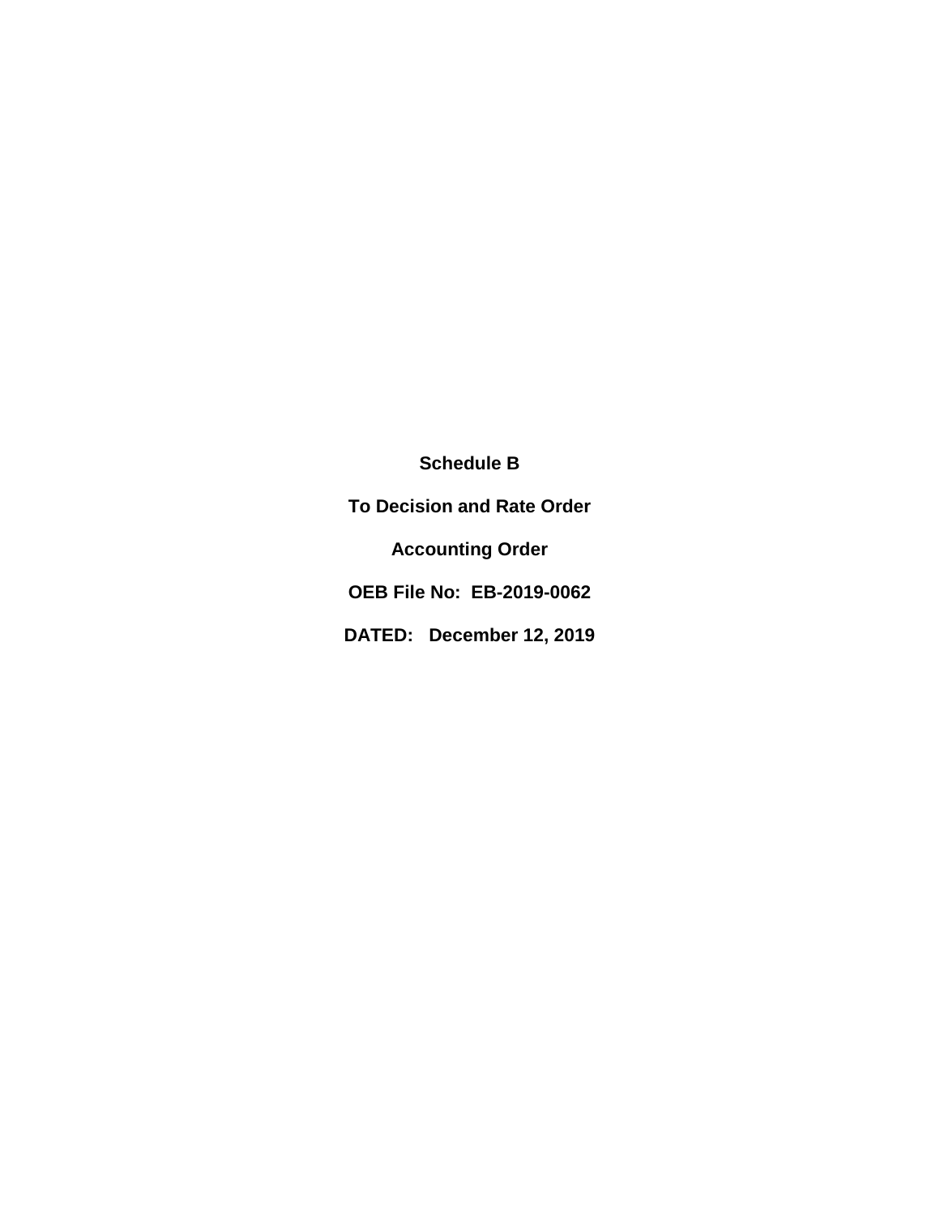**Schedule B**

**To Decision and Rate Order**

**Accounting Order**

**OEB File No: EB-2019-0062**

**DATED: December 12, 2019**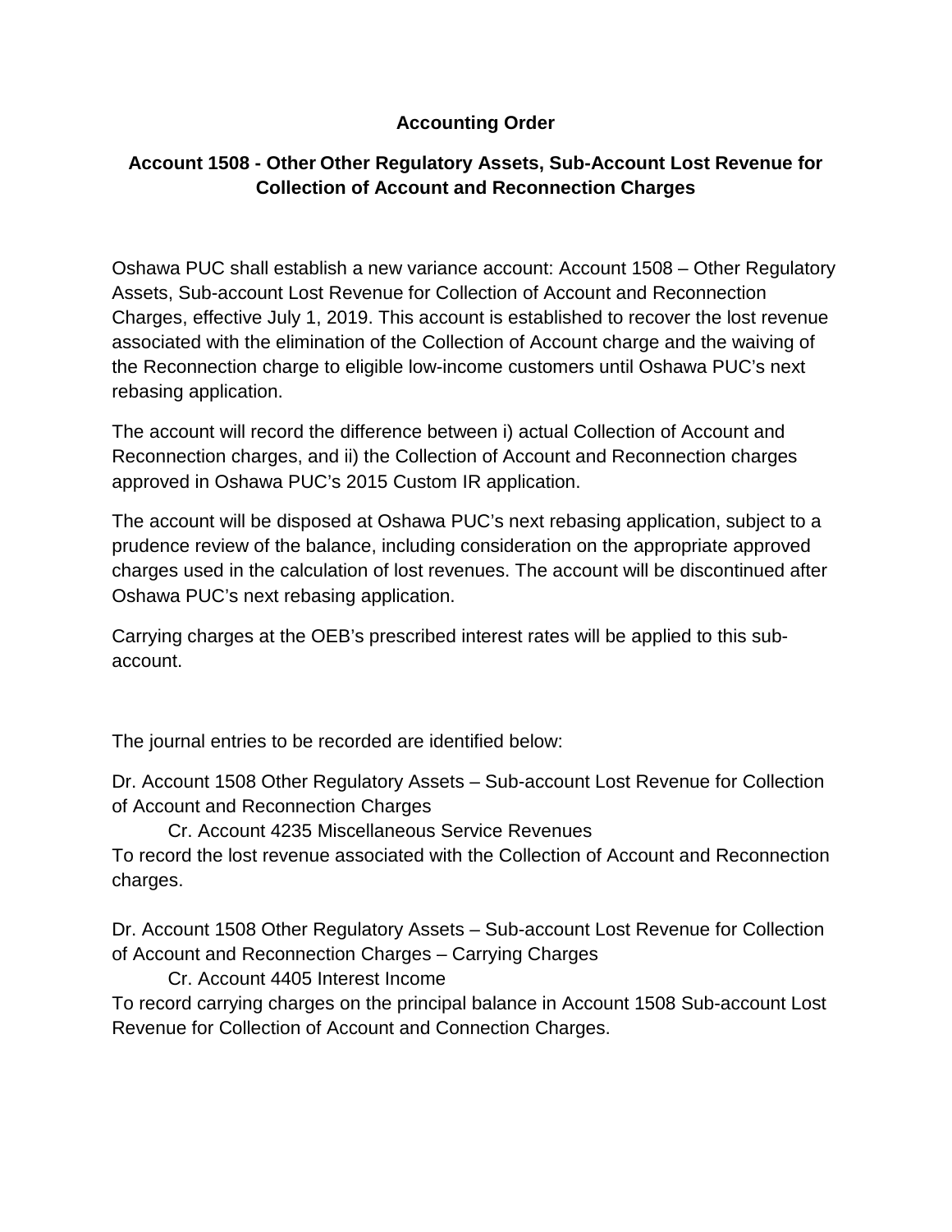**Accounting Order**

**Account 1508 - Other Other Regulatory Assets, Sub-Account Lost Revenue for Collection of Account and Reconnection Charges**

Oshawa PUC shall establish a new variance account: Account 1508 – Other Regulatory Assets, Sub-account Lost Revenue for Collection of Account and Reconnection Charges, effective July 1, 2019. This account is established to recover the lost revenue associated with the elimination of the Collection of Account charge and the waiving of the Reconnection charge to eligible low-income customers until Oshawa PUC's next rebasing application.

The account will record the difference between i) actual Collection of Account and Reconnection charges, and ii) the Collection of Account and Reconnection charges approved in Oshawa PUC's 2015 Custom IR application.

The account will be disposed at Oshawa PUC's next rebasing application, subject to a prudence review of the balance, including consideration on the appropriate approved charges used in the calculation of lost revenues. The account will be discontinued after Oshawa PUC's next rebasing application.

Carrying charges at the OEB's prescribed interest rates will be applied to this sub-account.

The journal entries to be recorded are identified below:

Dr. Account 1508 Other Regulatory Assets – Sub-account Lost Revenue for Collection of Account and Reconnection Charges
    Cr. Account 4235 Miscellaneous Service Revenues
To record the lost revenue associated with the Collection of Account and Reconnection charges.

Dr. Account 1508 Other Regulatory Assets – Sub-account Lost Revenue for Collection of Account and Reconnection Charges – Carrying Charges
    Cr. Account 4405 Interest Income
To record carrying charges on the principal balance in Account 1508 Sub-account Lost Revenue for Collection of Account and Connection Charges.